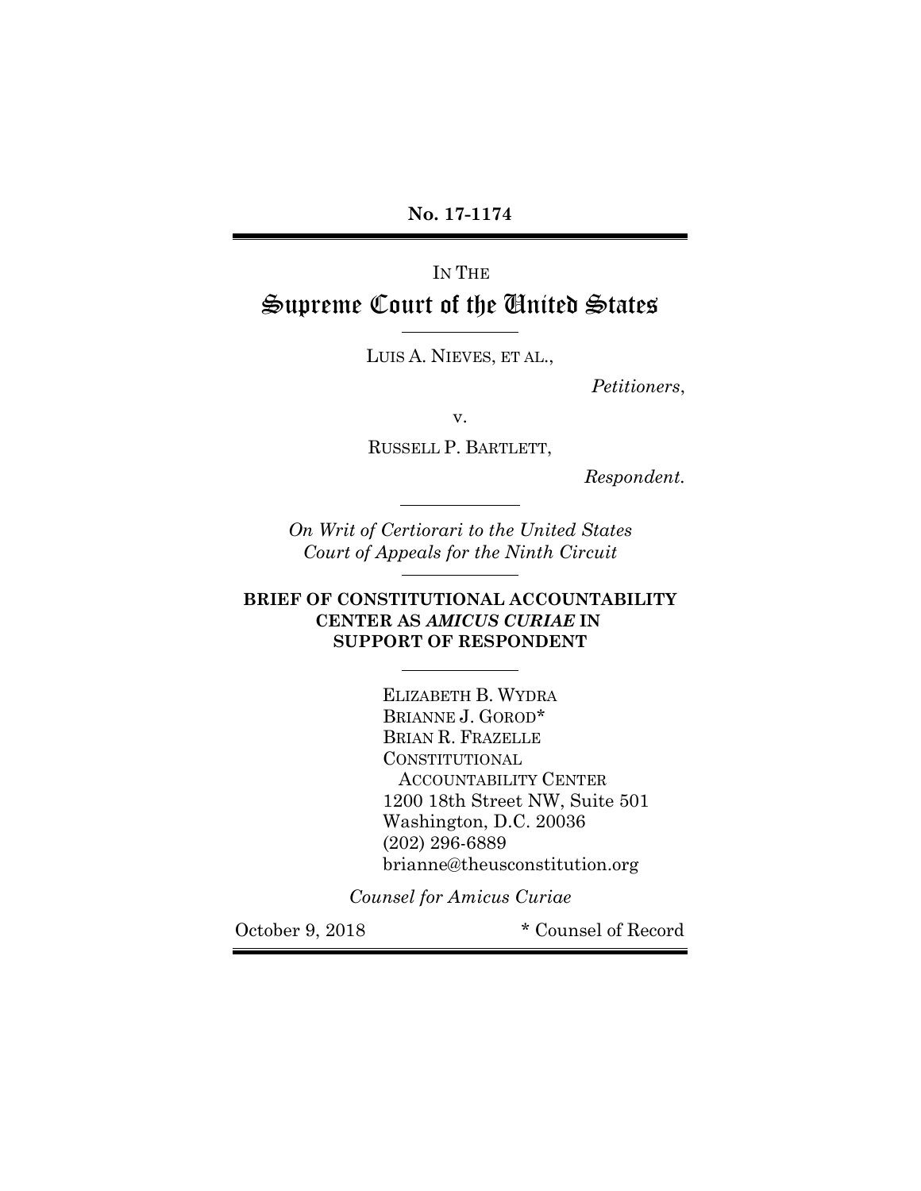**No. 17-1174**

IN THE

# Supreme Court of the United States

LUIS A. NIEVES, ET AL.,

*Petitioners*,

v.

RUSSELL P. BARTLETT,

*Respondent.*

*On Writ of Certiorari to the United States Court of Appeals for the Ninth Circuit*

**BRIEF OF CONSTITUTIONAL ACCOUNTABILITY CENTER AS *AMICUS CURIAE* IN SUPPORT OF RESPONDENT**

ELIZABETH B. WYDRA
BRIANNE J. GOROD*
BRIAN R. FRAZELLE
CONSTITUTIONAL ACCOUNTABILITY CENTER
1200 18th Street NW, Suite 501
Washington, D.C. 20036
(202) 296-6889
brianne@theusconstitution.org

*Counsel for Amicus Curiae*

October 9, 2018

* Counsel of Record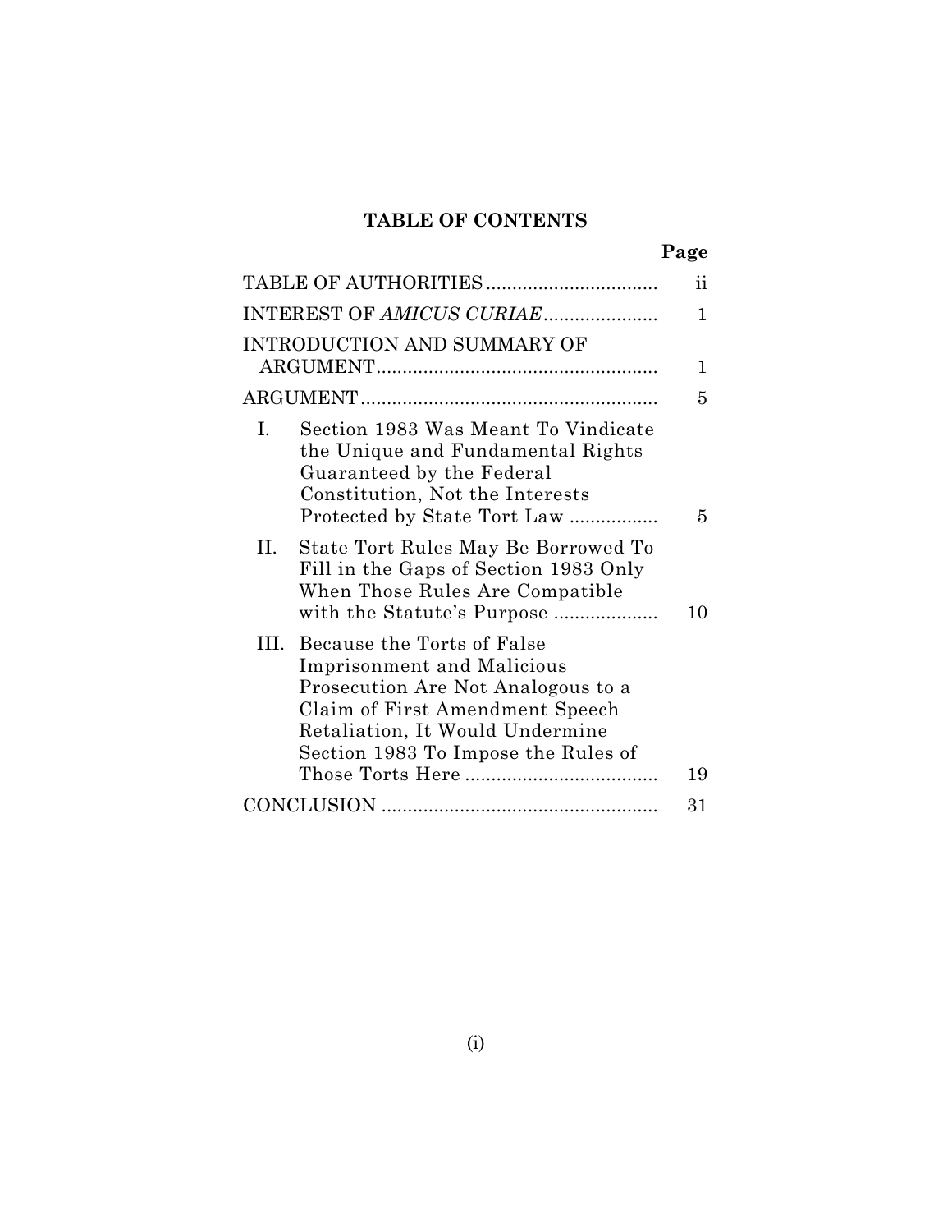## TABLE OF CONTENTS

| | Page |
|---|---|
| TABLE OF AUTHORITIES | ii |
| INTEREST OF *AMICUS CURIAE* | 1 |
| INTRODUCTION AND SUMMARY OF ARGUMENT | 1 |
| ARGUMENT | 5 |
| I. Section 1983 Was Meant To Vindicate the Unique and Fundamental Rights Guaranteed by the Federal Constitution, Not the Interests Protected by State Tort Law | 5 |
| II. State Tort Rules May Be Borrowed To Fill in the Gaps of Section 1983 Only When Those Rules Are Compatible with the Statute's Purpose | 10 |
| III. Because the Torts of False Imprisonment and Malicious Prosecution Are Not Analogous to a Claim of First Amendment Speech Retaliation, It Would Undermine Section 1983 To Impose the Rules of Those Torts Here | 19 |
| CONCLUSION | 31 |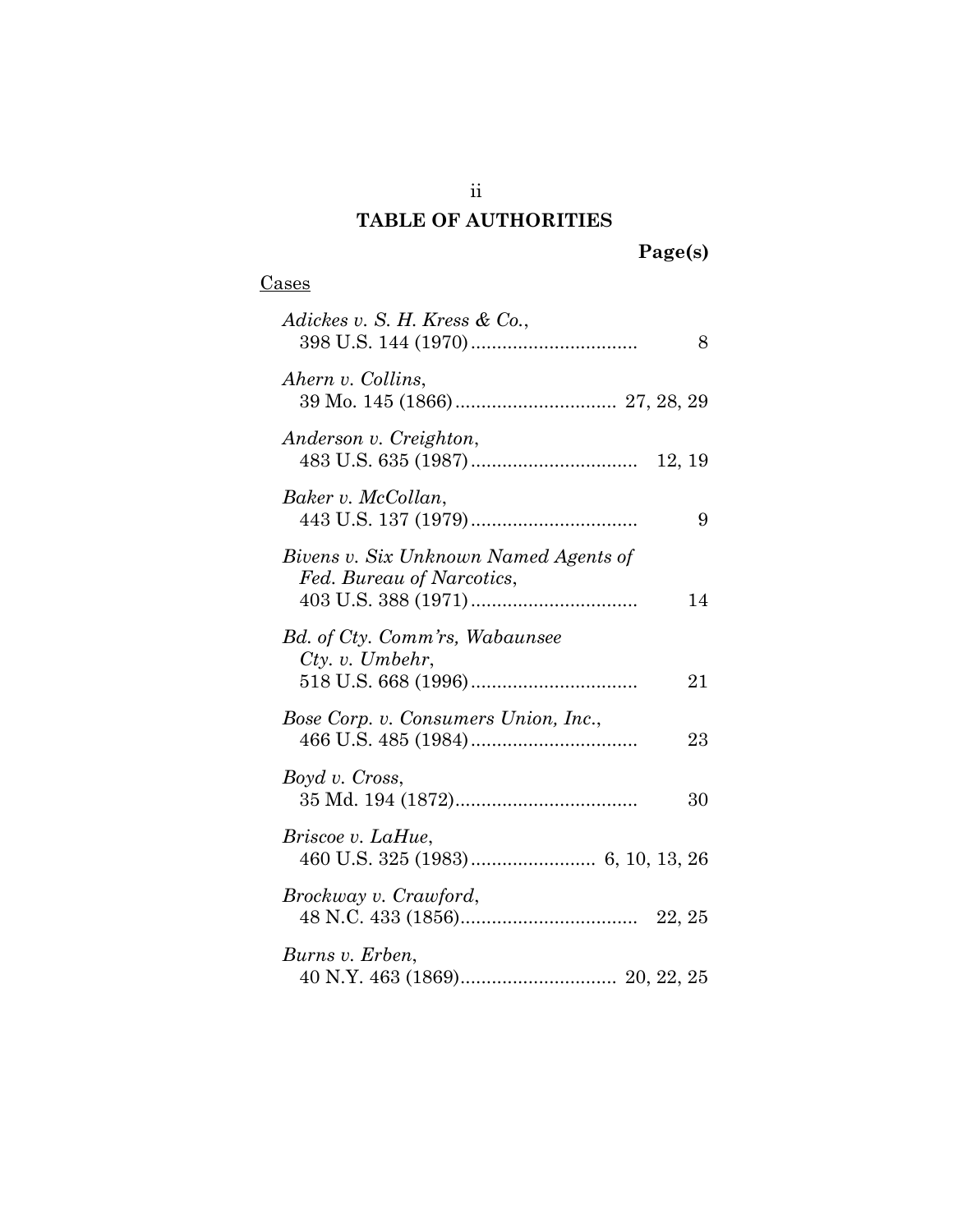# TABLE OF AUTHORITIES

**Page(s)**

Cases

*Adickes v. S. H. Kress & Co.*,
398 U.S. 144 (1970) ................................ 8

*Ahern v. Collins*,
39 Mo. 145 (1866) ............................... 27, 28, 29

*Anderson v. Creighton*,
483 U.S. 635 (1987) ................................ 12, 19

*Baker v. McCollan*,
443 U.S. 137 (1979) ................................ 9

*Bivens v. Six Unknown Named Agents of Fed. Bureau of Narcotics*,
403 U.S. 388 (1971) ................................ 14

*Bd. of Cty. Comm'rs, Wabaunsee Cty. v. Umbehr*,
518 U.S. 668 (1996) ................................ 21

*Bose Corp. v. Consumers Union, Inc.*,
466 U.S. 485 (1984) ................................ 23

*Boyd v. Cross*,
35 Md. 194 (1872) .................................. 30

*Briscoe v. LaHue*,
460 U.S. 325 (1983) ........................ 6, 10, 13, 26

*Brockway v. Crawford*,
48 N.C. 433 (1856) ................................. 22, 25

*Burns v. Erben*,
40 N.Y. 463 (1869) .............................. 20, 22, 25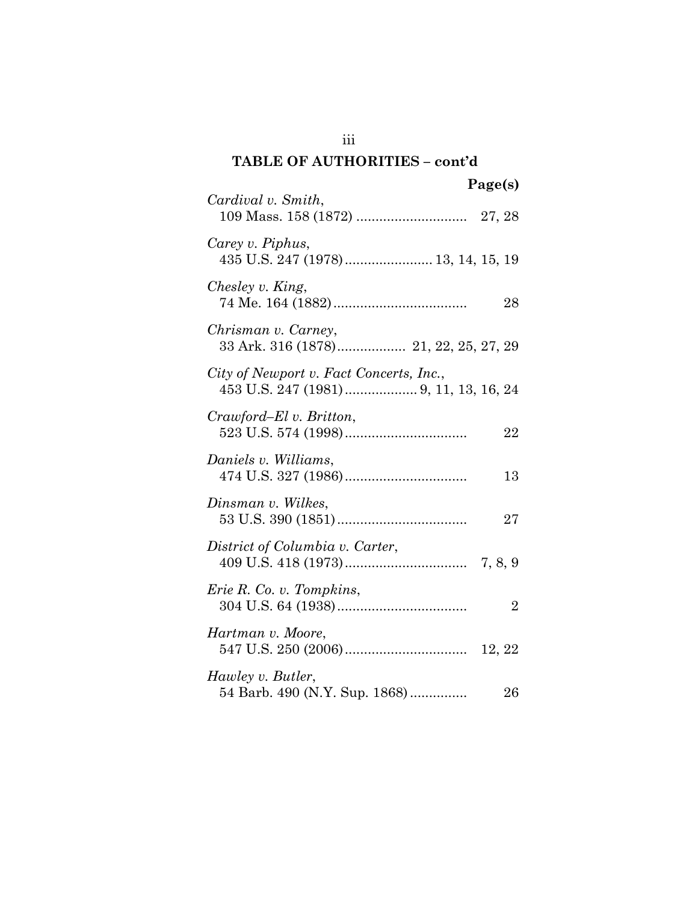## TABLE OF AUTHORITIES – cont'd

**Page(s)**

*Cardival v. Smith*,
109 Mass. 158 (1872) ............................ 27, 28

*Carey v. Piphus*,
435 U.S. 247 (1978) ...................... 13, 14, 15, 19

*Chesley v. King*,
74 Me. 164 (1882) .................................. 28

*Chrisman v. Carney*,
33 Ark. 316 (1878) ................. 21, 22, 25, 27, 29

*City of Newport v. Fact Concerts, Inc.*,
453 U.S. 247 (1981) .................. 9, 11, 13, 16, 24

*Crawford–El v. Britton*,
523 U.S. 574 (1998) ................................ 22

*Daniels v. Williams*,
474 U.S. 327 (1986) ................................ 13

*Dinsman v. Wilkes*,
53 U.S. 390 (1851) .................................. 27

*District of Columbia v. Carter*,
409 U.S. 418 (1973) ................................ 7, 8, 9

*Erie R. Co. v. Tompkins*,
304 U.S. 64 (1938) .................................. 2

*Hartman v. Moore*,
547 U.S. 250 (2006) ................................ 12, 22

*Hawley v. Butler*,
54 Barb. 490 (N.Y. Sup. 1868) ............... 26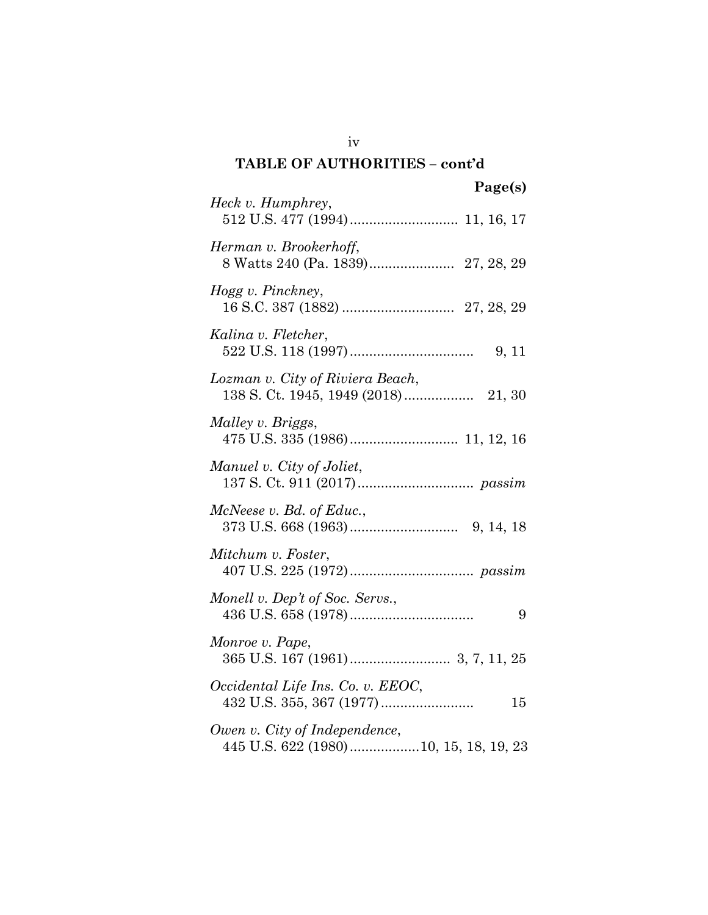## TABLE OF AUTHORITIES – cont'd

**Page(s)**

*Heck v. Humphrey*,
512 U.S. 477 (1994) ............................ 11, 16, 17

*Herman v. Brookerhoff*,
8 Watts 240 (Pa. 1839) ...................... 27, 28, 29

*Hogg v. Pinckney*,
16 S.C. 387 (1882) ............................. 27, 28, 29

*Kalina v. Fletcher*,
522 U.S. 118 (1997) ................................ 9, 11

*Lozman v. City of Riviera Beach*,
138 S. Ct. 1945, 1949 (2018) .................. 21, 30

*Malley v. Briggs*,
475 U.S. 335 (1986) ............................ 11, 12, 16

*Manuel v. City of Joliet*,
137 S. Ct. 911 (2017) .............................. *passim*

*McNeese v. Bd. of Educ.*,
373 U.S. 668 (1963) ............................ 9, 14, 18

*Mitchum v. Foster*,
407 U.S. 225 (1972) ................................ *passim*

*Monell v. Dep't of Soc. Servs.*,
436 U.S. 658 (1978) ................................ 9

*Monroe v. Pape*,
365 U.S. 167 (1961) .......................... 3, 7, 11, 25

*Occidental Life Ins. Co. v. EEOC*,
432 U.S. 355, 367 (1977) ........................ 15

*Owen v. City of Independence*,
445 U.S. 622 (1980) ..................10, 15, 18, 19, 23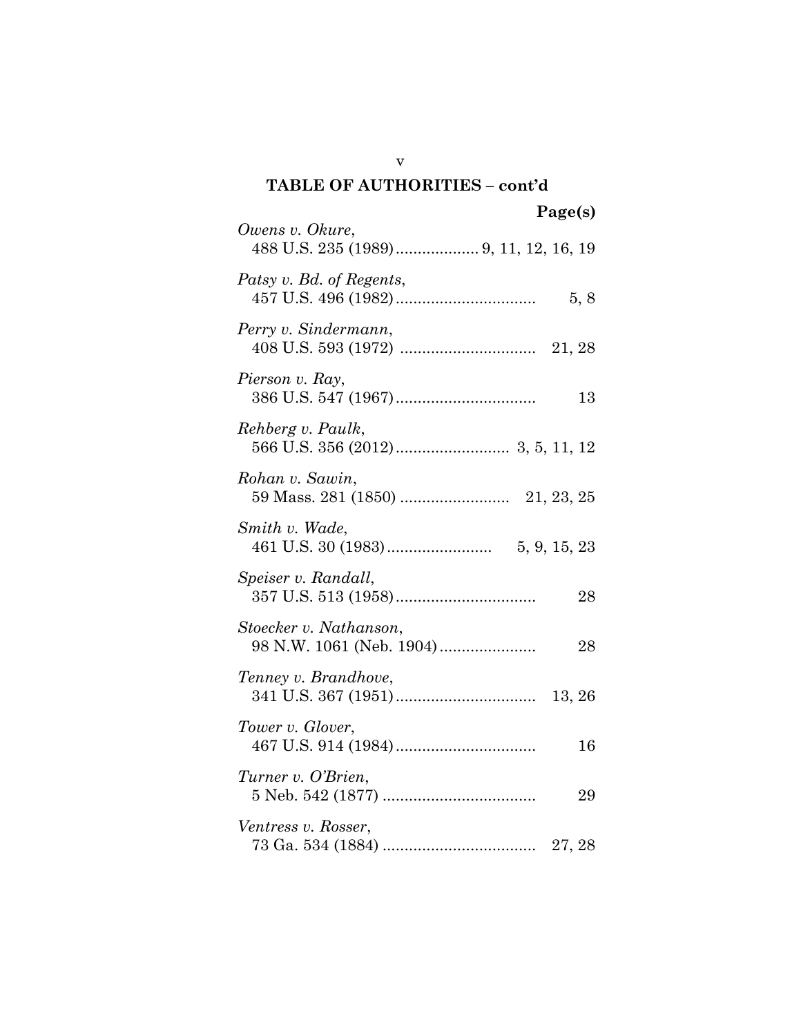## TABLE OF AUTHORITIES – cont'd

**Page(s)**

*Owens v. Okure*,
488 U.S. 235 (1989)................... 9, 11, 12, 16, 19

*Patsy v. Bd. of Regents*,
457 U.S. 496 (1982)................................ 5, 8

*Perry v. Sindermann*,
408 U.S. 593 (1972) .............................. 21, 28

*Pierson v. Ray*,
386 U.S. 547 (1967)................................ 13

*Rehberg v. Paulk*,
566 U.S. 356 (2012).......................... 3, 5, 11, 12

*Rohan v. Sawin*,
59 Mass. 281 (1850) ......................... 21, 23, 25

*Smith v. Wade*,
461 U.S. 30 (1983)........................ 5, 9, 15, 23

*Speiser v. Randall*,
357 U.S. 513 (1958)................................ 28

*Stoecker v. Nathanson*,
98 N.W. 1061 (Neb. 1904)...................... 28

*Tenney v. Brandhove*,
341 U.S. 367 (1951)................................ 13, 26

*Tower v. Glover*,
467 U.S. 914 (1984)................................ 16

*Turner v. O'Brien*,
5 Neb. 542 (1877) ................................... 29

*Ventress v. Rosser*,
73 Ga. 534 (1884) ................................... 27, 28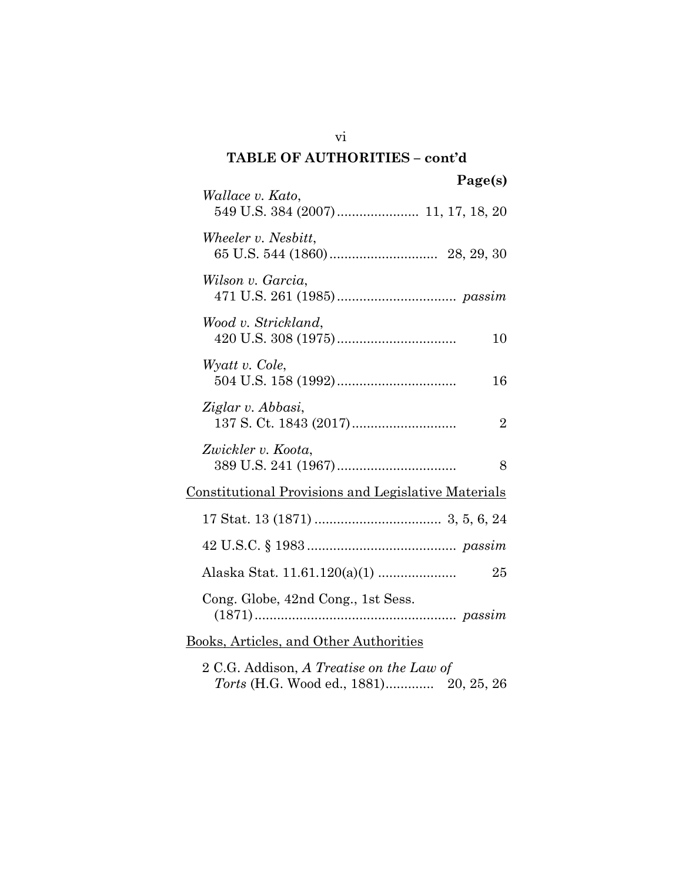## TABLE OF AUTHORITIES – cont'd

**Page(s)**

*Wallace v. Kato*,
549 U.S. 384 (2007) ...................... 11, 17, 18, 20

*Wheeler v. Nesbitt*,
65 U.S. 544 (1860) ............................. 28, 29, 30

*Wilson v. Garcia*,
471 U.S. 261 (1985) ................................ *passim*

*Wood v. Strickland*,
420 U.S. 308 (1975) ................................ 10

*Wyatt v. Cole*,
504 U.S. 158 (1992) ................................ 16

*Ziglar v. Abbasi*,
137 S. Ct. 1843 (2017) ............................ 2

*Zwickler v. Koota*,
389 U.S. 241 (1967) ................................ 8

Constitutional Provisions and Legislative Materials

17 Stat. 13 (1871) .................................. 3, 5, 6, 24

42 U.S.C. § 1983 ........................................ *passim*

Alaska Stat. 11.61.120(a)(1) ..................... 25

Cong. Globe, 42nd Cong., 1st Sess.
(1871) ...................................................... *passim*

Books, Articles, and Other Authorities

2 C.G. Addison, *A Treatise on the Law of Torts* (H.G. Wood ed., 1881) ............. 20, 25, 26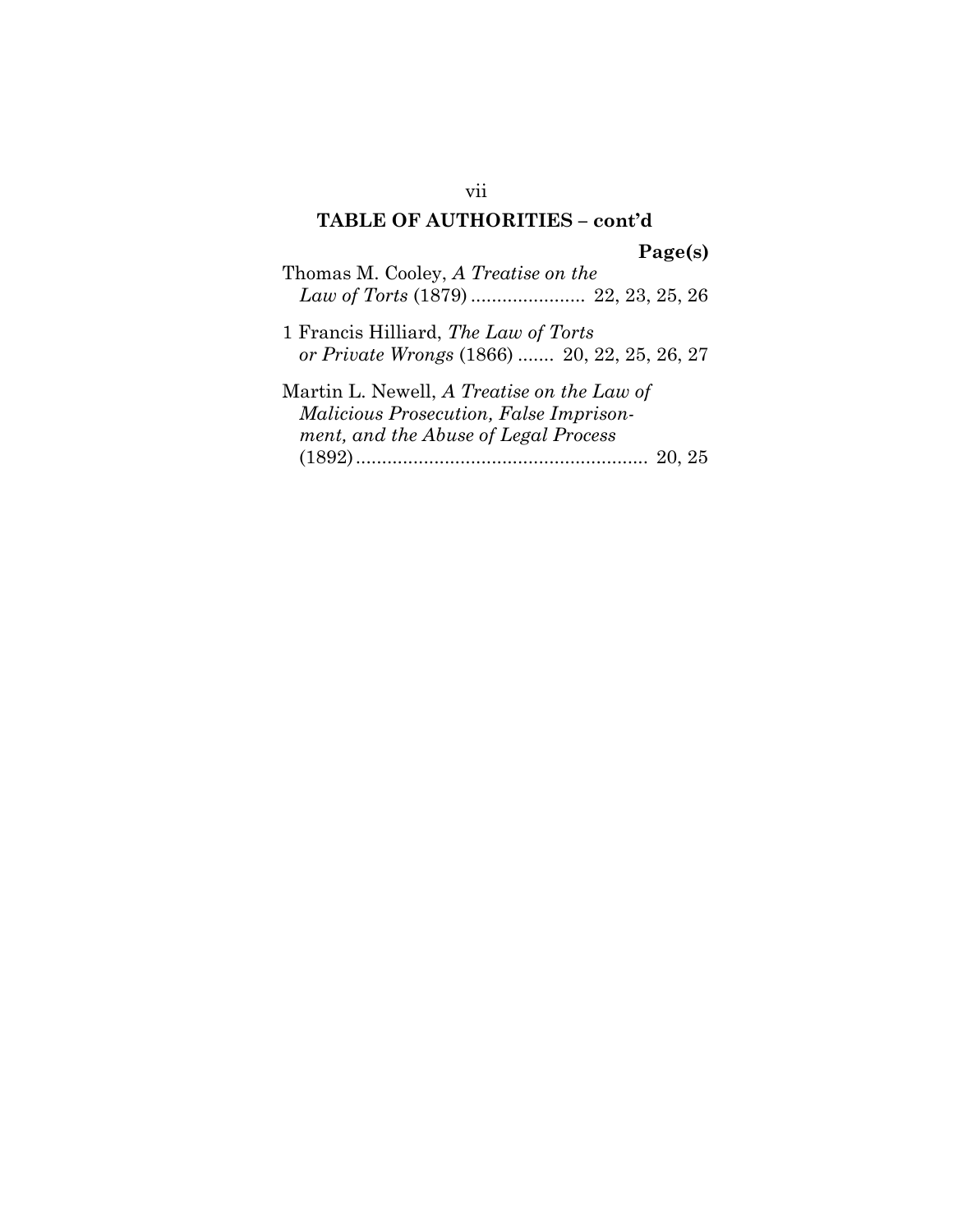## TABLE OF AUTHORITIES – cont'd

**Page(s)**

Thomas M. Cooley, *A Treatise on the Law of Torts* (1879) ...................... 22, 23, 25, 26

1 Francis Hilliard, *The Law of Torts or Private Wrongs* (1866) ....... 20, 22, 25, 26, 27

Martin L. Newell, *A Treatise on the Law of Malicious Prosecution, False Imprisonment, and the Abuse of Legal Process* (1892) ........................................................ 20, 25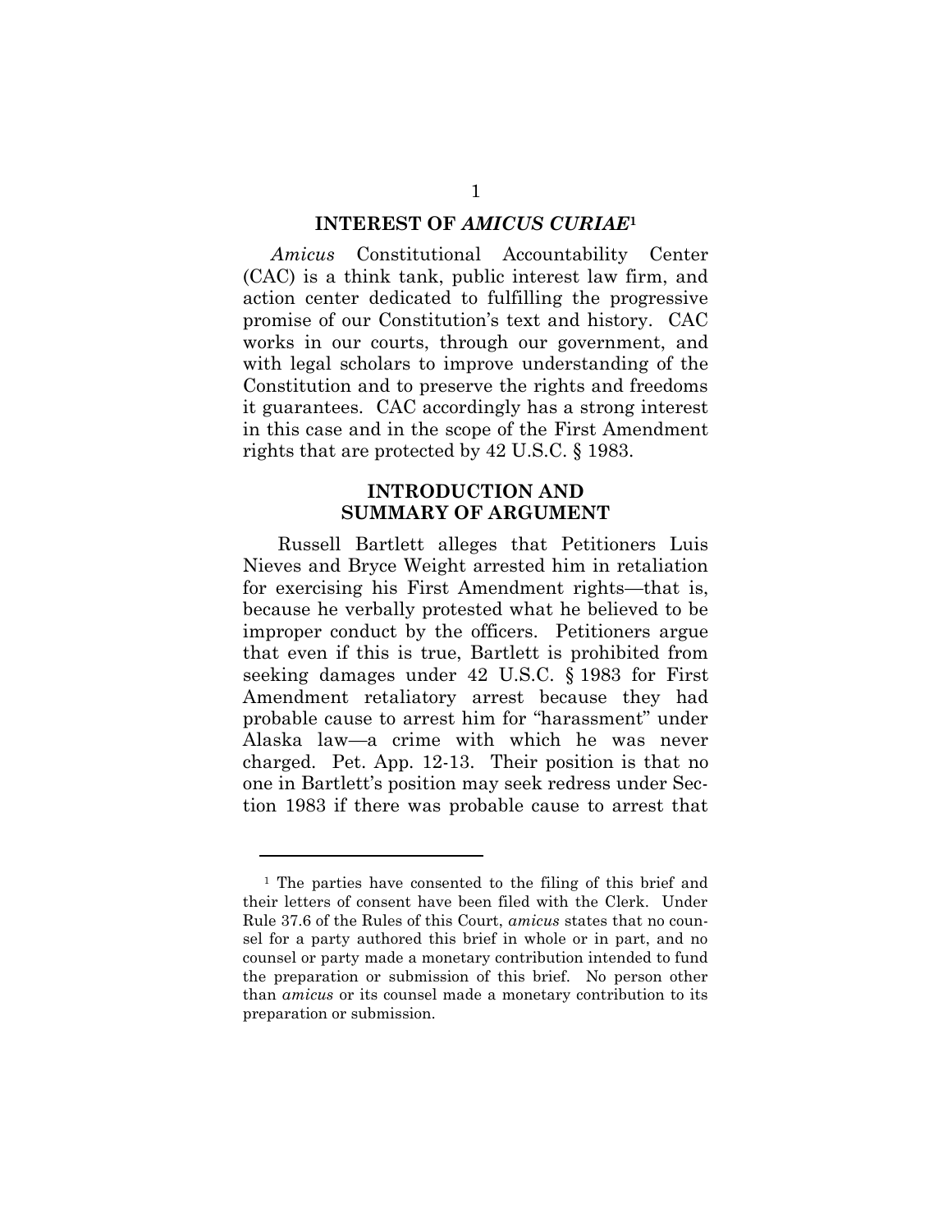## INTEREST OF *AMICUS CURIAE*[1]

*Amicus* Constitutional Accountability Center (CAC) is a think tank, public interest law firm, and action center dedicated to fulfilling the progressive promise of our Constitution's text and history. CAC works in our courts, through our government, and with legal scholars to improve understanding of the Constitution and to preserve the rights and freedoms it guarantees. CAC accordingly has a strong interest in this case and in the scope of the First Amendment rights that are protected by 42 U.S.C. § 1983.

## INTRODUCTION AND SUMMARY OF ARGUMENT

Russell Bartlett alleges that Petitioners Luis Nieves and Bryce Weight arrested him in retaliation for exercising his First Amendment rights—that is, because he verbally protested what he believed to be improper conduct by the officers. Petitioners argue that even if this is true, Bartlett is prohibited from seeking damages under 42 U.S.C. § 1983 for First Amendment retaliatory arrest because they had probable cause to arrest him for "harassment" under Alaska law—a crime with which he was never charged. Pet. App. 12-13. Their position is that no one in Bartlett's position may seek redress under Section 1983 if there was probable cause to arrest that

[1] The parties have consented to the filing of this brief and their letters of consent have been filed with the Clerk. Under Rule 37.6 of the Rules of this Court, *amicus* states that no counsel for a party authored this brief in whole or in part, and no counsel or party made a monetary contribution intended to fund the preparation or submission of this brief. No person other than *amicus* or its counsel made a monetary contribution to its preparation or submission.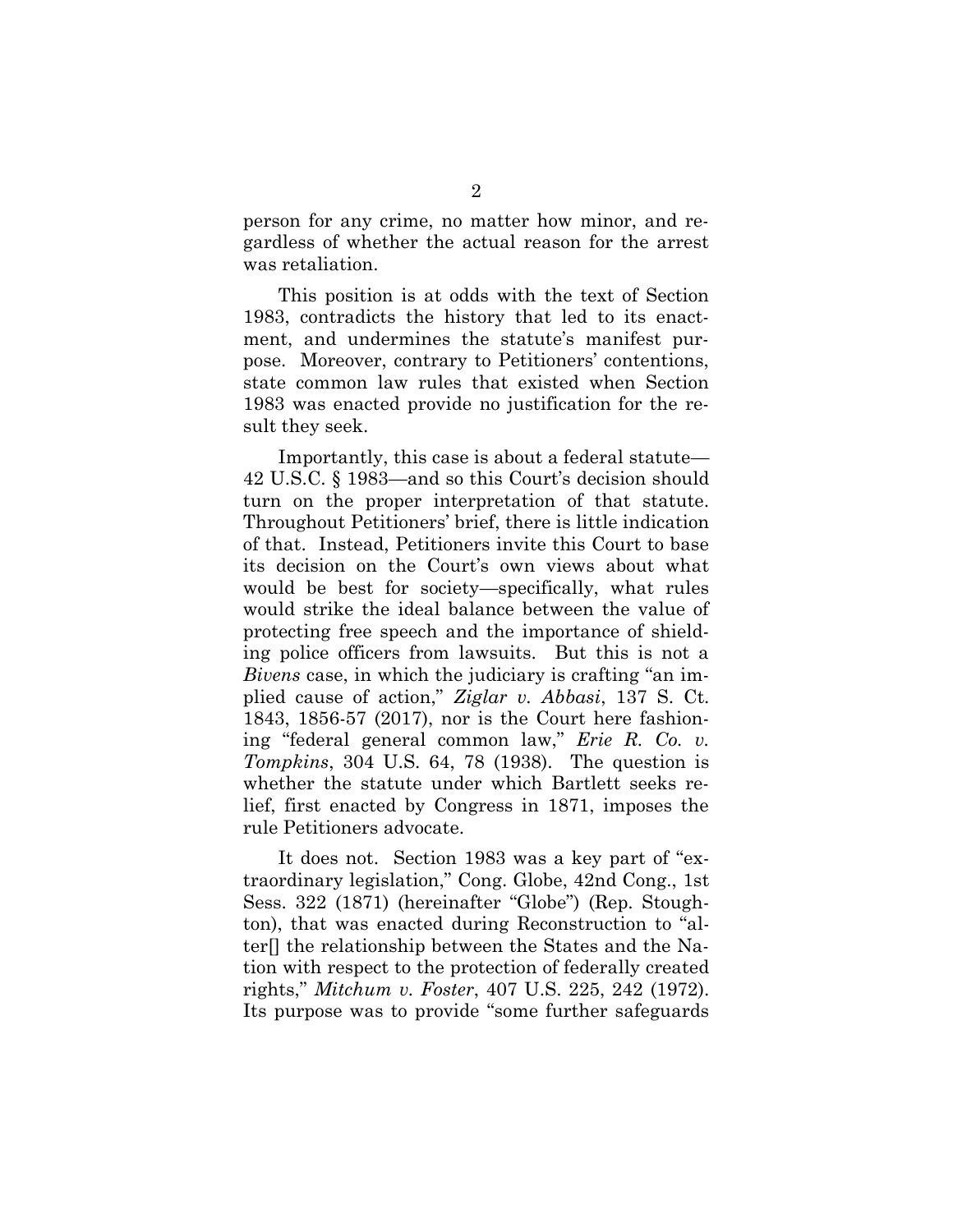person for any crime, no matter how minor, and regardless of whether the actual reason for the arrest was retaliation.

This position is at odds with the text of Section 1983, contradicts the history that led to its enactment, and undermines the statute's manifest purpose. Moreover, contrary to Petitioners' contentions, state common law rules that existed when Section 1983 was enacted provide no justification for the result they seek.

Importantly, this case is about a federal statute—42 U.S.C. § 1983—and so this Court's decision should turn on the proper interpretation of that statute. Throughout Petitioners' brief, there is little indication of that. Instead, Petitioners invite this Court to base its decision on the Court's own views about what would be best for society—specifically, what rules would strike the ideal balance between the value of protecting free speech and the importance of shielding police officers from lawsuits. But this is not a *Bivens* case, in which the judiciary is crafting "an implied cause of action," *Ziglar v. Abbasi*, 137 S. Ct. 1843, 1856-57 (2017), nor is the Court here fashioning "federal general common law," *Erie R. Co. v. Tompkins*, 304 U.S. 64, 78 (1938). The question is whether the statute under which Bartlett seeks relief, first enacted by Congress in 1871, imposes the rule Petitioners advocate.

It does not. Section 1983 was a key part of "extraordinary legislation," Cong. Globe, 42nd Cong., 1st Sess. 322 (1871) (hereinafter "Globe") (Rep. Stoughton), that was enacted during Reconstruction to "alter[] the relationship between the States and the Nation with respect to the protection of federally created rights," *Mitchum v. Foster*, 407 U.S. 225, 242 (1972). Its purpose was to provide "some further safeguards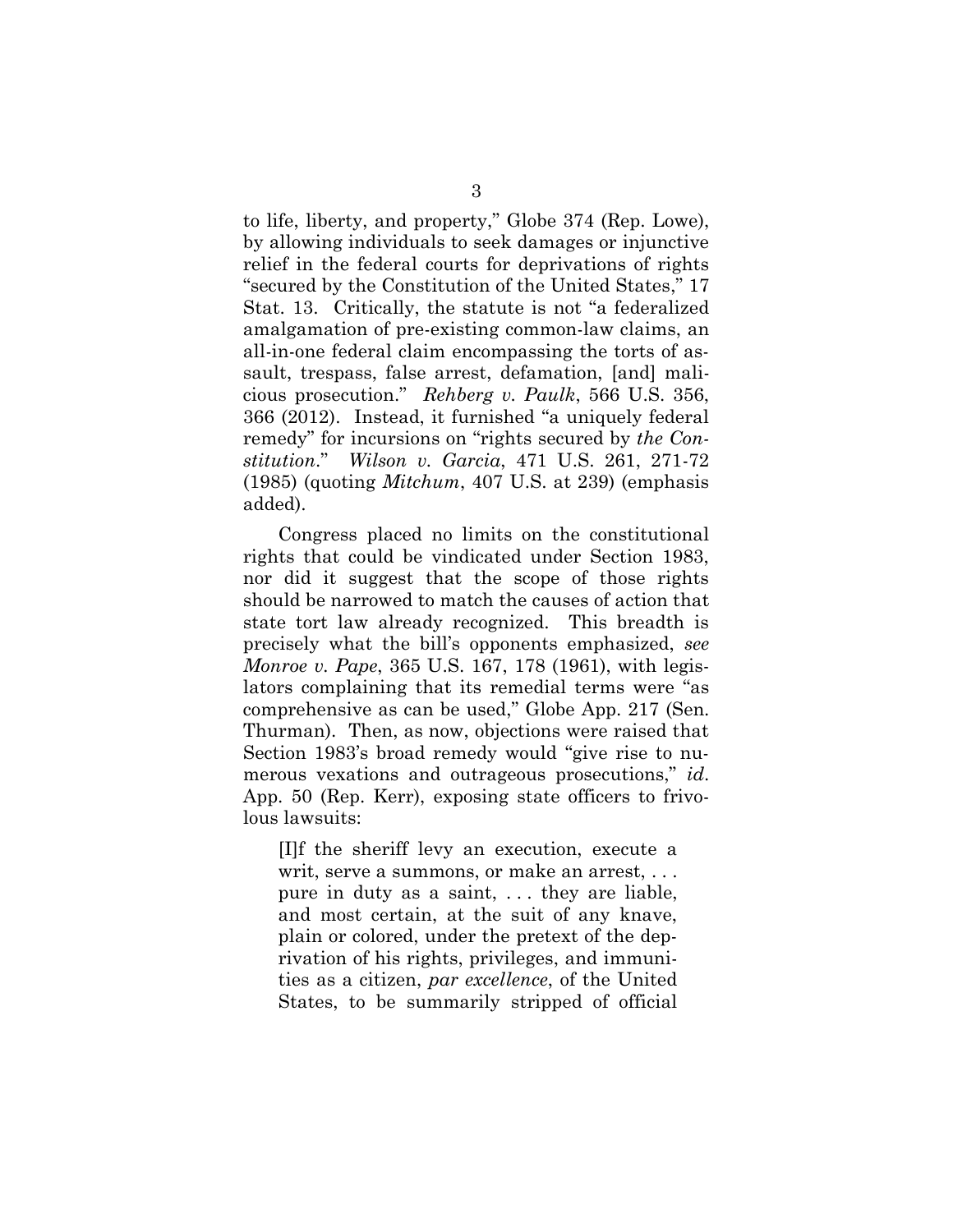to life, liberty, and property," Globe 374 (Rep. Lowe), by allowing individuals to seek damages or injunctive relief in the federal courts for deprivations of rights "secured by the Constitution of the United States," 17 Stat. 13. Critically, the statute is not "a federalized amalgamation of pre-existing common-law claims, an all-in-one federal claim encompassing the torts of assault, trespass, false arrest, defamation, [and] malicious prosecution." *Rehberg v. Paulk*, 566 U.S. 356, 366 (2012). Instead, it furnished "a uniquely federal remedy" for incursions on "rights secured by *the Constitution*." *Wilson v. Garcia*, 471 U.S. 261, 271-72 (1985) (quoting *Mitchum*, 407 U.S. at 239) (emphasis added).

Congress placed no limits on the constitutional rights that could be vindicated under Section 1983, nor did it suggest that the scope of those rights should be narrowed to match the causes of action that state tort law already recognized. This breadth is precisely what the bill's opponents emphasized, *see Monroe v. Pape*, 365 U.S. 167, 178 (1961), with legislators complaining that its remedial terms were "as comprehensive as can be used," Globe App. 217 (Sen. Thurman). Then, as now, objections were raised that Section 1983's broad remedy would "give rise to numerous vexations and outrageous prosecutions," *id*. App. 50 (Rep. Kerr), exposing state officers to frivolous lawsuits:

> [I]f the sheriff levy an execution, execute a writ, serve a summons, or make an arrest, . . . pure in duty as a saint, . . . they are liable, and most certain, at the suit of any knave, plain or colored, under the pretext of the deprivation of his rights, privileges, and immunities as a citizen, *par excellence*, of the United States, to be summarily stripped of official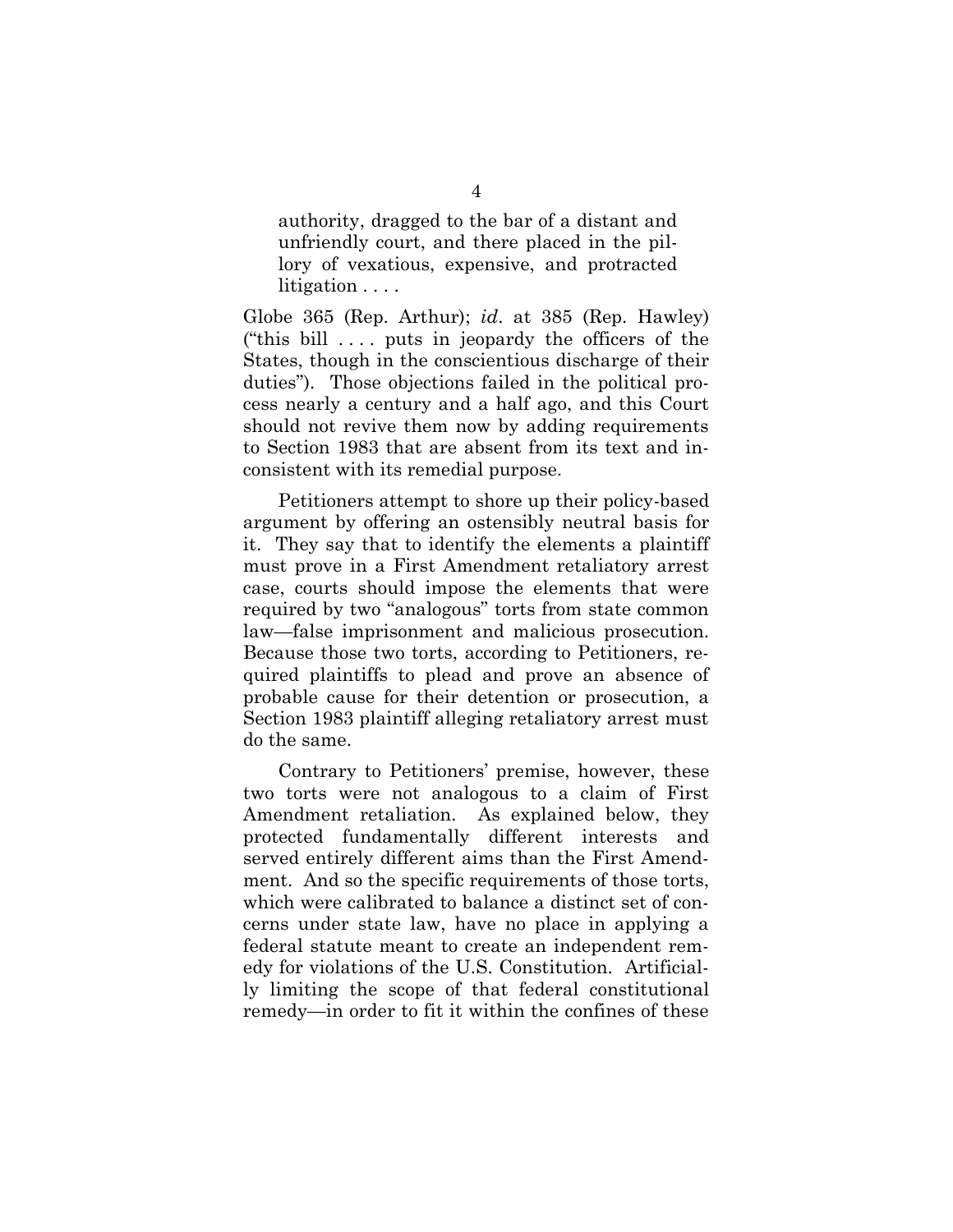> authority, dragged to the bar of a distant and unfriendly court, and there placed in the pillory of vexatious, expensive, and protracted litigation . . . .

Globe 365 (Rep. Arthur); *id*. at 385 (Rep. Hawley) ("this bill . . . . puts in jeopardy the officers of the States, though in the conscientious discharge of their duties"). Those objections failed in the political process nearly a century and a half ago, and this Court should not revive them now by adding requirements to Section 1983 that are absent from its text and inconsistent with its remedial purpose.

Petitioners attempt to shore up their policy-based argument by offering an ostensibly neutral basis for it. They say that to identify the elements a plaintiff must prove in a First Amendment retaliatory arrest case, courts should impose the elements that were required by two "analogous" torts from state common law—false imprisonment and malicious prosecution. Because those two torts, according to Petitioners, required plaintiffs to plead and prove an absence of probable cause for their detention or prosecution, a Section 1983 plaintiff alleging retaliatory arrest must do the same.

Contrary to Petitioners' premise, however, these two torts were not analogous to a claim of First Amendment retaliation. As explained below, they protected fundamentally different interests and served entirely different aims than the First Amendment. And so the specific requirements of those torts, which were calibrated to balance a distinct set of concerns under state law, have no place in applying a federal statute meant to create an independent remedy for violations of the U.S. Constitution. Artificially limiting the scope of that federal constitutional remedy—in order to fit it within the confines of these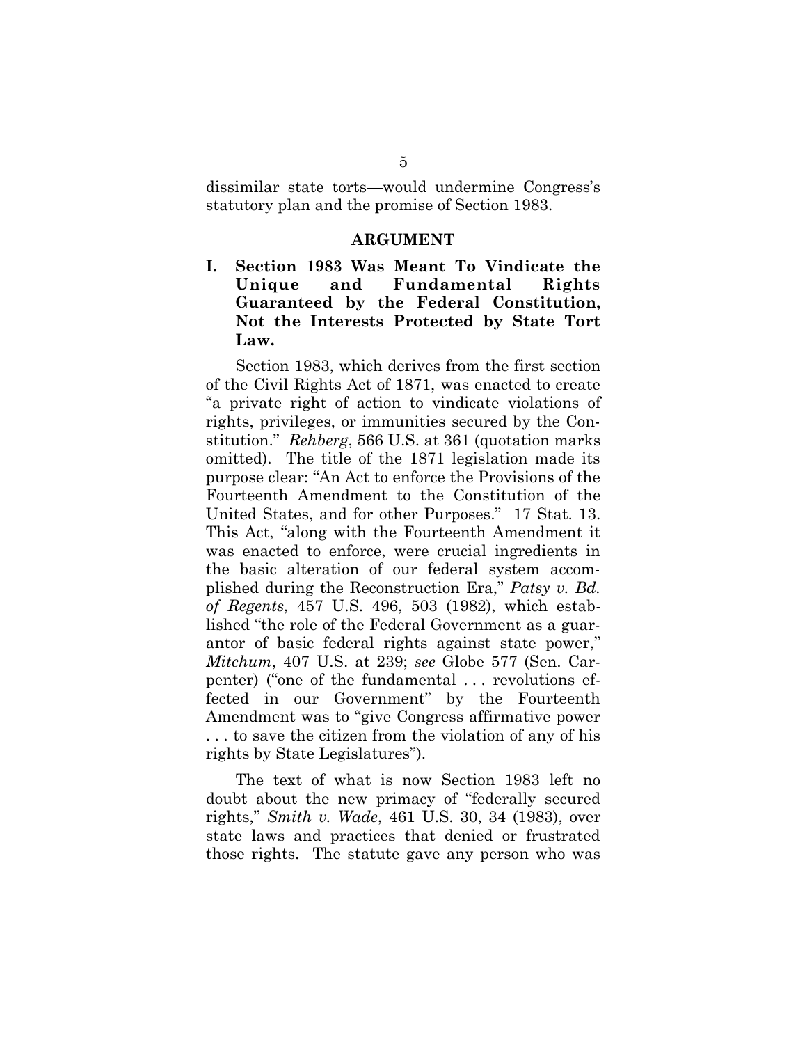dissimilar state torts—would undermine Congress's statutory plan and the promise of Section 1983.

## ARGUMENT

### I. Section 1983 Was Meant To Vindicate the Unique and Fundamental Rights Guaranteed by the Federal Constitution, Not the Interests Protected by State Tort Law.

Section 1983, which derives from the first section of the Civil Rights Act of 1871, was enacted to create "a private right of action to vindicate violations of rights, privileges, or immunities secured by the Constitution." *Rehberg*, 566 U.S. at 361 (quotation marks omitted). The title of the 1871 legislation made its purpose clear: "An Act to enforce the Provisions of the Fourteenth Amendment to the Constitution of the United States, and for other Purposes." 17 Stat. 13. This Act, "along with the Fourteenth Amendment it was enacted to enforce, were crucial ingredients in the basic alteration of our federal system accomplished during the Reconstruction Era," *Patsy v. Bd. of Regents*, 457 U.S. 496, 503 (1982), which established "the role of the Federal Government as a guarantor of basic federal rights against state power," *Mitchum*, 407 U.S. at 239; *see* Globe 577 (Sen. Carpenter) ("one of the fundamental . . . revolutions effected in our Government" by the Fourteenth Amendment was to "give Congress affirmative power . . . to save the citizen from the violation of any of his rights by State Legislatures").

The text of what is now Section 1983 left no doubt about the new primacy of "federally secured rights," *Smith v. Wade*, 461 U.S. 30, 34 (1983), over state laws and practices that denied or frustrated those rights. The statute gave any person who was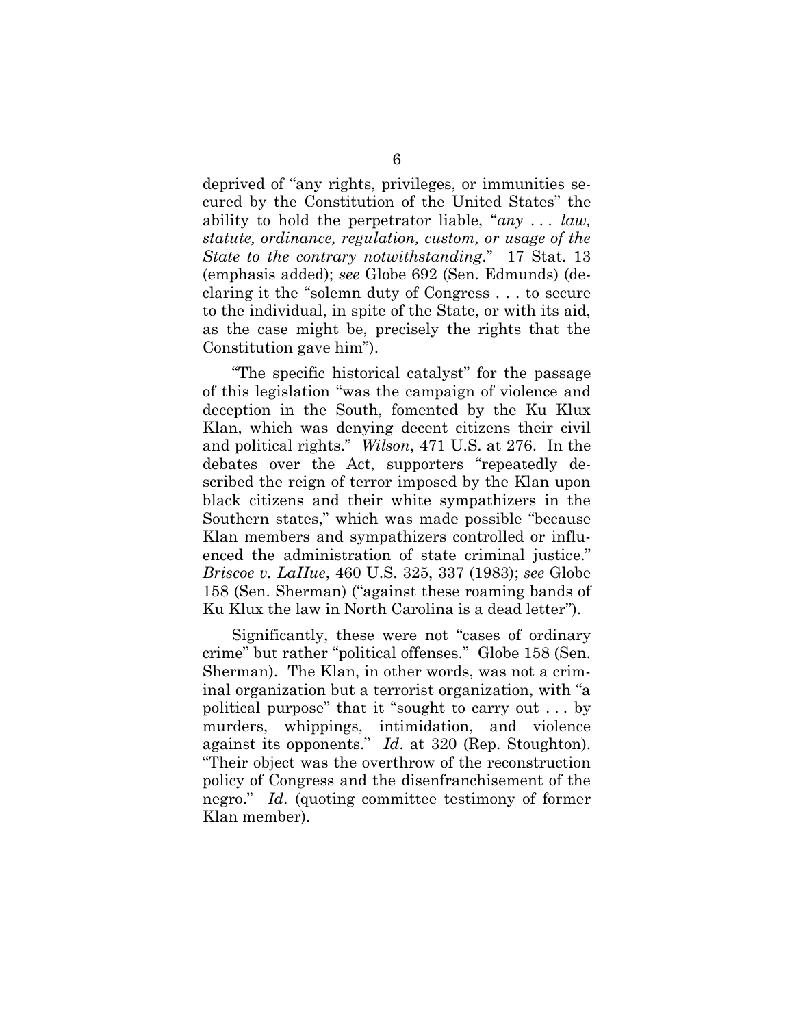deprived of "any rights, privileges, or immunities secured by the Constitution of the United States" the ability to hold the perpetrator liable, "*any . . . law, statute, ordinance, regulation, custom, or usage of the State to the contrary notwithstanding*." 17 Stat. 13 (emphasis added); *see* Globe 692 (Sen. Edmunds) (declaring it the "solemn duty of Congress . . . to secure to the individual, in spite of the State, or with its aid, as the case might be, precisely the rights that the Constitution gave him").

"The specific historical catalyst" for the passage of this legislation "was the campaign of violence and deception in the South, fomented by the Ku Klux Klan, which was denying decent citizens their civil and political rights." *Wilson*, 471 U.S. at 276. In the debates over the Act, supporters "repeatedly described the reign of terror imposed by the Klan upon black citizens and their white sympathizers in the Southern states," which was made possible "because Klan members and sympathizers controlled or influenced the administration of state criminal justice." *Briscoe v. LaHue*, 460 U.S. 325, 337 (1983); *see* Globe 158 (Sen. Sherman) ("against these roaming bands of Ku Klux the law in North Carolina is a dead letter").

Significantly, these were not "cases of ordinary crime" but rather "political offenses." Globe 158 (Sen. Sherman). The Klan, in other words, was not a criminal organization but a terrorist organization, with "a political purpose" that it "sought to carry out . . . by murders, whippings, intimidation, and violence against its opponents." *Id*. at 320 (Rep. Stoughton). "Their object was the overthrow of the reconstruction policy of Congress and the disenfranchisement of the negro." *Id*. (quoting committee testimony of former Klan member).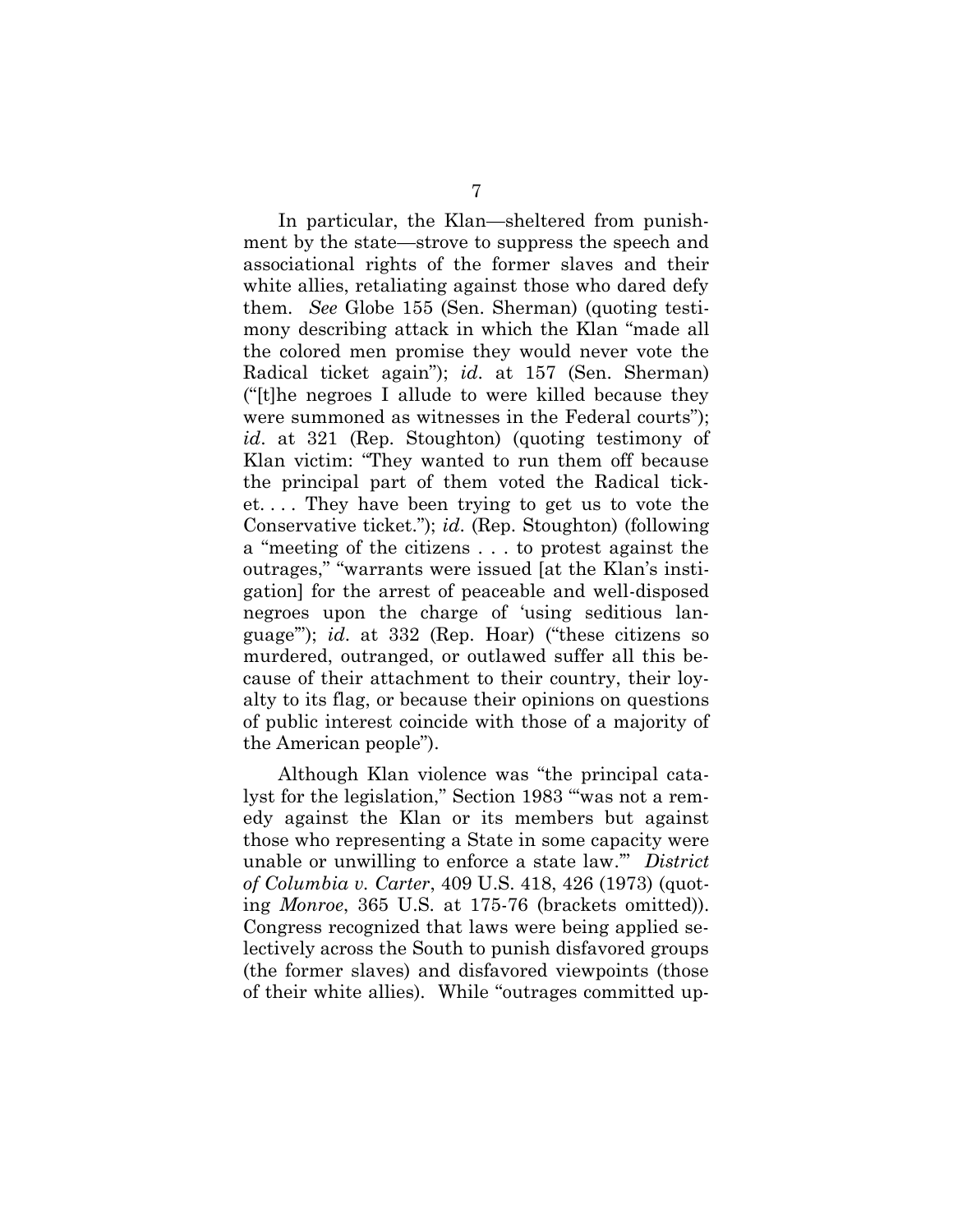In particular, the Klan—sheltered from punishment by the state—strove to suppress the speech and associational rights of the former slaves and their white allies, retaliating against those who dared defy them. *See* Globe 155 (Sen. Sherman) (quoting testimony describing attack in which the Klan "made all the colored men promise they would never vote the Radical ticket again"); *id*. at 157 (Sen. Sherman) ("[t]he negroes I allude to were killed because they were summoned as witnesses in the Federal courts"); *id*. at 321 (Rep. Stoughton) (quoting testimony of Klan victim: "They wanted to run them off because the principal part of them voted the Radical ticket. . . . They have been trying to get us to vote the Conservative ticket."); *id*. (Rep. Stoughton) (following a "meeting of the citizens . . . to protest against the outrages," "warrants were issued [at the Klan's instigation] for the arrest of peaceable and well-disposed negroes upon the charge of 'using seditious language'"); *id*. at 332 (Rep. Hoar) ("these citizens so murdered, outranged, or outlawed suffer all this because of their attachment to their country, their loyalty to its flag, or because their opinions on questions of public interest coincide with those of a majority of the American people").

Although Klan violence was "the principal catalyst for the legislation," Section 1983 "'was not a remedy against the Klan or its members but against those who representing a State in some capacity were unable or unwilling to enforce a state law.'" *District of Columbia v. Carter*, 409 U.S. 418, 426 (1973) (quoting *Monroe*, 365 U.S. at 175-76 (brackets omitted)). Congress recognized that laws were being applied selectively across the South to punish disfavored groups (the former slaves) and disfavored viewpoints (those of their white allies). While "outrages committed up-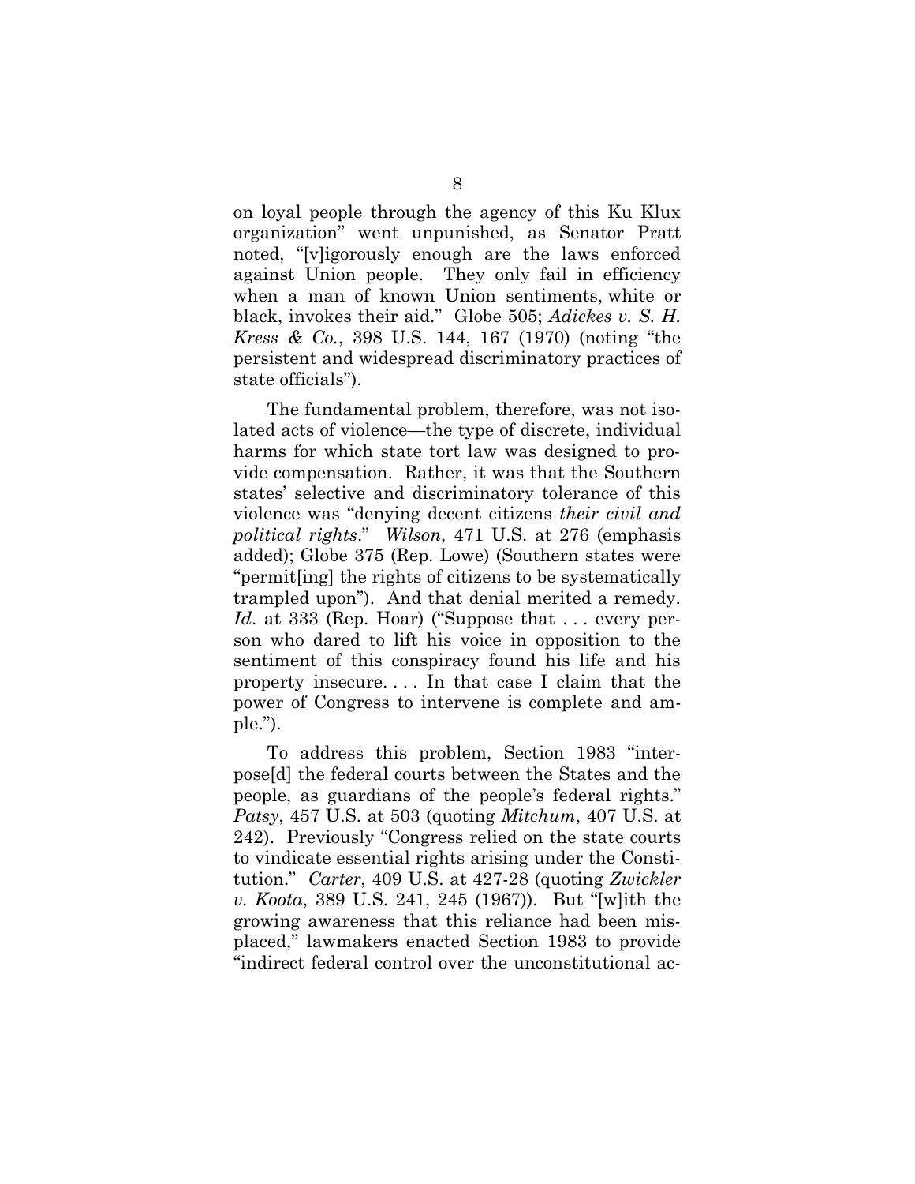on loyal people through the agency of this Ku Klux organization" went unpunished, as Senator Pratt noted, "[v]igorously enough are the laws enforced against Union people. They only fail in efficiency when a man of known Union sentiments, white or black, invokes their aid." Globe 505; *Adickes v. S. H. Kress & Co.*, 398 U.S. 144, 167 (1970) (noting "the persistent and widespread discriminatory practices of state officials").

The fundamental problem, therefore, was not isolated acts of violence—the type of discrete, individual harms for which state tort law was designed to provide compensation. Rather, it was that the Southern states' selective and discriminatory tolerance of this violence was "denying decent citizens *their civil and political rights*." *Wilson*, 471 U.S. at 276 (emphasis added); Globe 375 (Rep. Lowe) (Southern states were "permit[ing] the rights of citizens to be systematically trampled upon"). And that denial merited a remedy. *Id*. at 333 (Rep. Hoar) ("Suppose that . . . every person who dared to lift his voice in opposition to the sentiment of this conspiracy found his life and his property insecure. . . . In that case I claim that the power of Congress to intervene is complete and ample.").

To address this problem, Section 1983 "interpose[d] the federal courts between the States and the people, as guardians of the people's federal rights." *Patsy*, 457 U.S. at 503 (quoting *Mitchum*, 407 U.S. at 242). Previously "Congress relied on the state courts to vindicate essential rights arising under the Constitution." *Carter*, 409 U.S. at 427-28 (quoting *Zwickler v. Koota*, 389 U.S. 241, 245 (1967)). But "[w]ith the growing awareness that this reliance had been misplaced," lawmakers enacted Section 1983 to provide "indirect federal control over the unconstitutional ac-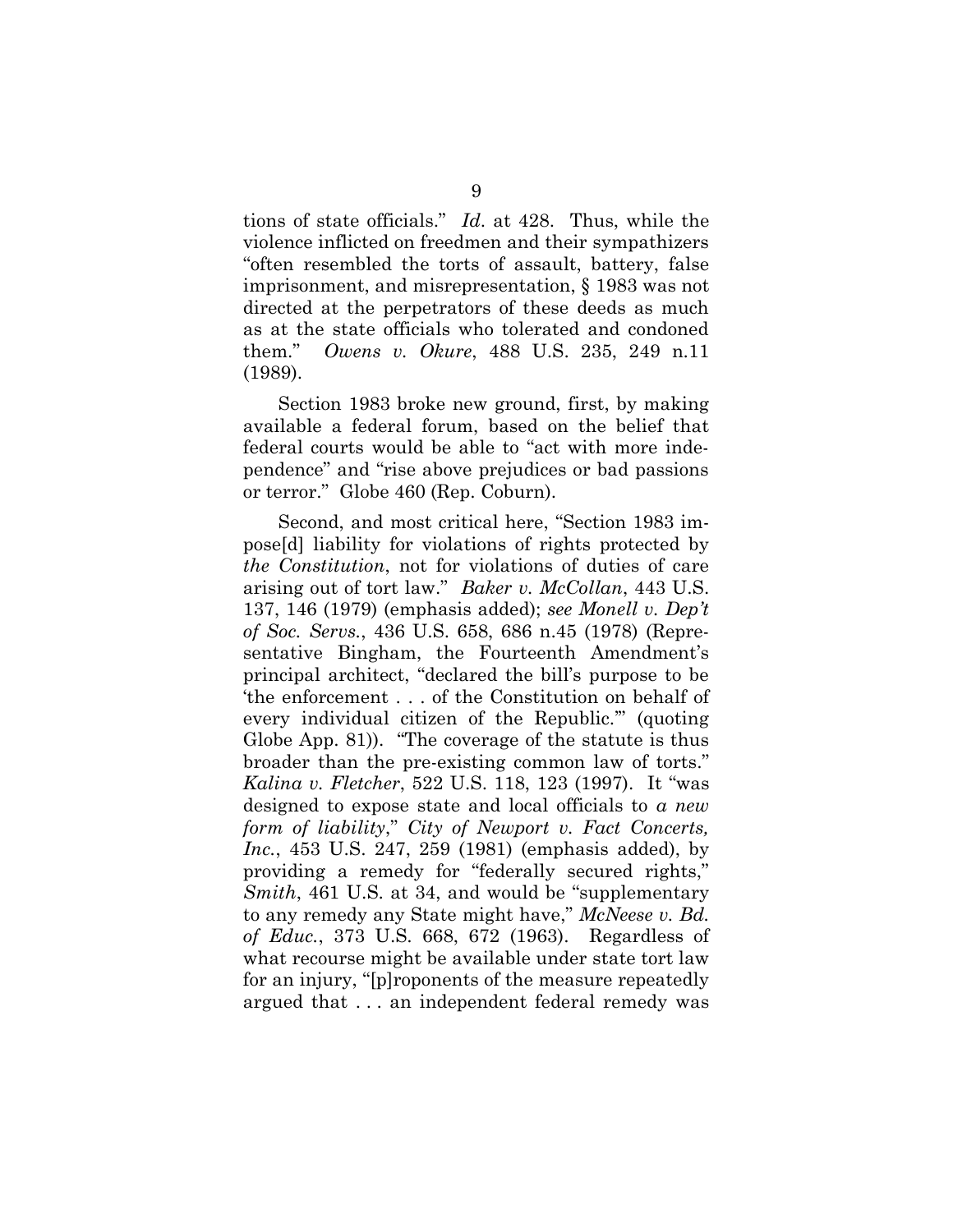tions of state officials." *Id*. at 428. Thus, while the violence inflicted on freedmen and their sympathizers "often resembled the torts of assault, battery, false imprisonment, and misrepresentation, § 1983 was not directed at the perpetrators of these deeds as much as at the state officials who tolerated and condoned them." *Owens v. Okure*, 488 U.S. 235, 249 n.11 (1989).

Section 1983 broke new ground, first, by making available a federal forum, based on the belief that federal courts would be able to "act with more independence" and "rise above prejudices or bad passions or terror." Globe 460 (Rep. Coburn).

Second, and most critical here, "Section 1983 impose[d] liability for violations of rights protected by *the Constitution*, not for violations of duties of care arising out of tort law." *Baker v. McCollan*, 443 U.S. 137, 146 (1979) (emphasis added); *see Monell v. Dep't of Soc. Servs.*, 436 U.S. 658, 686 n.45 (1978) (Representative Bingham, the Fourteenth Amendment's principal architect, "declared the bill's purpose to be 'the enforcement . . . of the Constitution on behalf of every individual citizen of the Republic.'" (quoting Globe App. 81)). "The coverage of the statute is thus broader than the pre-existing common law of torts." *Kalina v. Fletcher*, 522 U.S. 118, 123 (1997). It "was designed to expose state and local officials to *a new form of liability*," *City of Newport v. Fact Concerts, Inc.*, 453 U.S. 247, 259 (1981) (emphasis added), by providing a remedy for "federally secured rights," *Smith*, 461 U.S. at 34, and would be "supplementary to any remedy any State might have," *McNeese v. Bd. of Educ.*, 373 U.S. 668, 672 (1963). Regardless of what recourse might be available under state tort law for an injury, "[p]roponents of the measure repeatedly argued that . . . an independent federal remedy was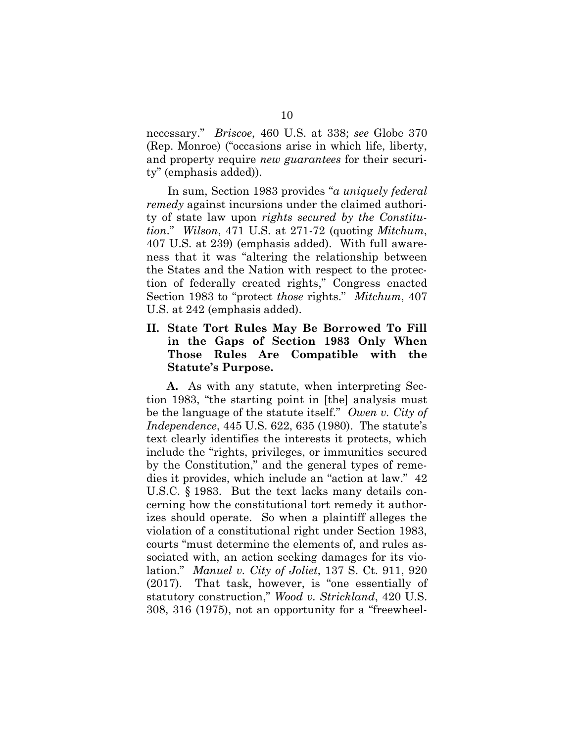necessary." *Briscoe*, 460 U.S. at 338; *see* Globe 370 (Rep. Monroe) ("occasions arise in which life, liberty, and property require *new guarantees* for their security" (emphasis added)).

In sum, Section 1983 provides "*a uniquely federal remedy* against incursions under the claimed authority of state law upon *rights secured by the Constitution*." *Wilson*, 471 U.S. at 271-72 (quoting *Mitchum*, 407 U.S. at 239) (emphasis added). With full awareness that it was "altering the relationship between the States and the Nation with respect to the protection of federally created rights," Congress enacted Section 1983 to "protect *those* rights." *Mitchum*, 407 U.S. at 242 (emphasis added).

## II. State Tort Rules May Be Borrowed To Fill in the Gaps of Section 1983 Only When Those Rules Are Compatible with the Statute's Purpose.

**A.** As with any statute, when interpreting Section 1983, "the starting point in [the] analysis must be the language of the statute itself." *Owen v. City of Independence*, 445 U.S. 622, 635 (1980). The statute's text clearly identifies the interests it protects, which include the "rights, privileges, or immunities secured by the Constitution," and the general types of remedies it provides, which include an "action at law." 42 U.S.C. § 1983. But the text lacks many details concerning how the constitutional tort remedy it authorizes should operate. So when a plaintiff alleges the violation of a constitutional right under Section 1983, courts "must determine the elements of, and rules associated with, an action seeking damages for its violation." *Manuel v. City of Joliet*, 137 S. Ct. 911, 920 (2017). That task, however, is "one essentially of statutory construction," *Wood v. Strickland*, 420 U.S. 308, 316 (1975), not an opportunity for a "freewheel-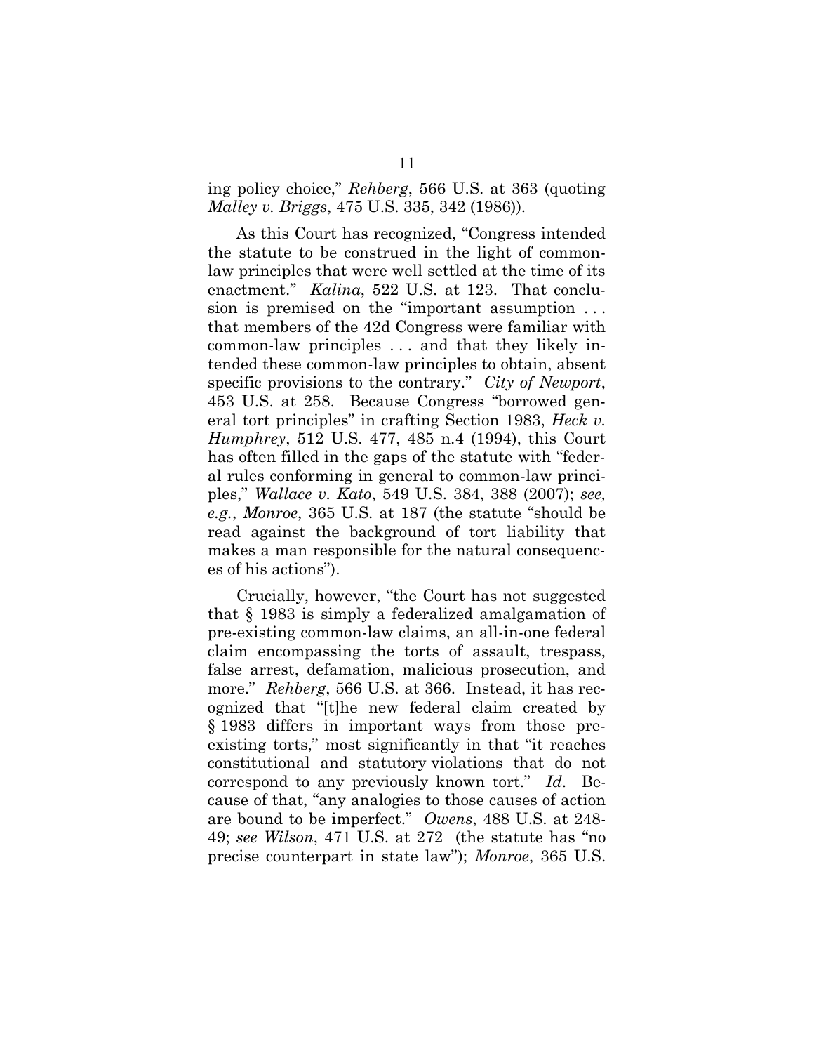ing policy choice," *Rehberg*, 566 U.S. at 363 (quoting *Malley v. Briggs*, 475 U.S. 335, 342 (1986)).

As this Court has recognized, "Congress intended the statute to be construed in the light of common-law principles that were well settled at the time of its enactment." *Kalina*, 522 U.S. at 123. That conclusion is premised on the "important assumption . . . that members of the 42d Congress were familiar with common-law principles . . . and that they likely intended these common-law principles to obtain, absent specific provisions to the contrary." *City of Newport*, 453 U.S. at 258. Because Congress "borrowed general tort principles" in crafting Section 1983, *Heck v. Humphrey*, 512 U.S. 477, 485 n.4 (1994), this Court has often filled in the gaps of the statute with "federal rules conforming in general to common-law principles," *Wallace v. Kato*, 549 U.S. 384, 388 (2007); *see, e.g.*, *Monroe*, 365 U.S. at 187 (the statute "should be read against the background of tort liability that makes a man responsible for the natural consequences of his actions").

Crucially, however, "the Court has not suggested that § 1983 is simply a federalized amalgamation of pre-existing common-law claims, an all-in-one federal claim encompassing the torts of assault, trespass, false arrest, defamation, malicious prosecution, and more." *Rehberg*, 566 U.S. at 366. Instead, it has recognized that "[t]he new federal claim created by § 1983 differs in important ways from those pre-existing torts," most significantly in that "it reaches constitutional and statutory violations that do not correspond to any previously known tort." *Id*. Because of that, "any analogies to those causes of action are bound to be imperfect." *Owens*, 488 U.S. at 248-49; *see Wilson*, 471 U.S. at 272 (the statute has "no precise counterpart in state law"); *Monroe*, 365 U.S.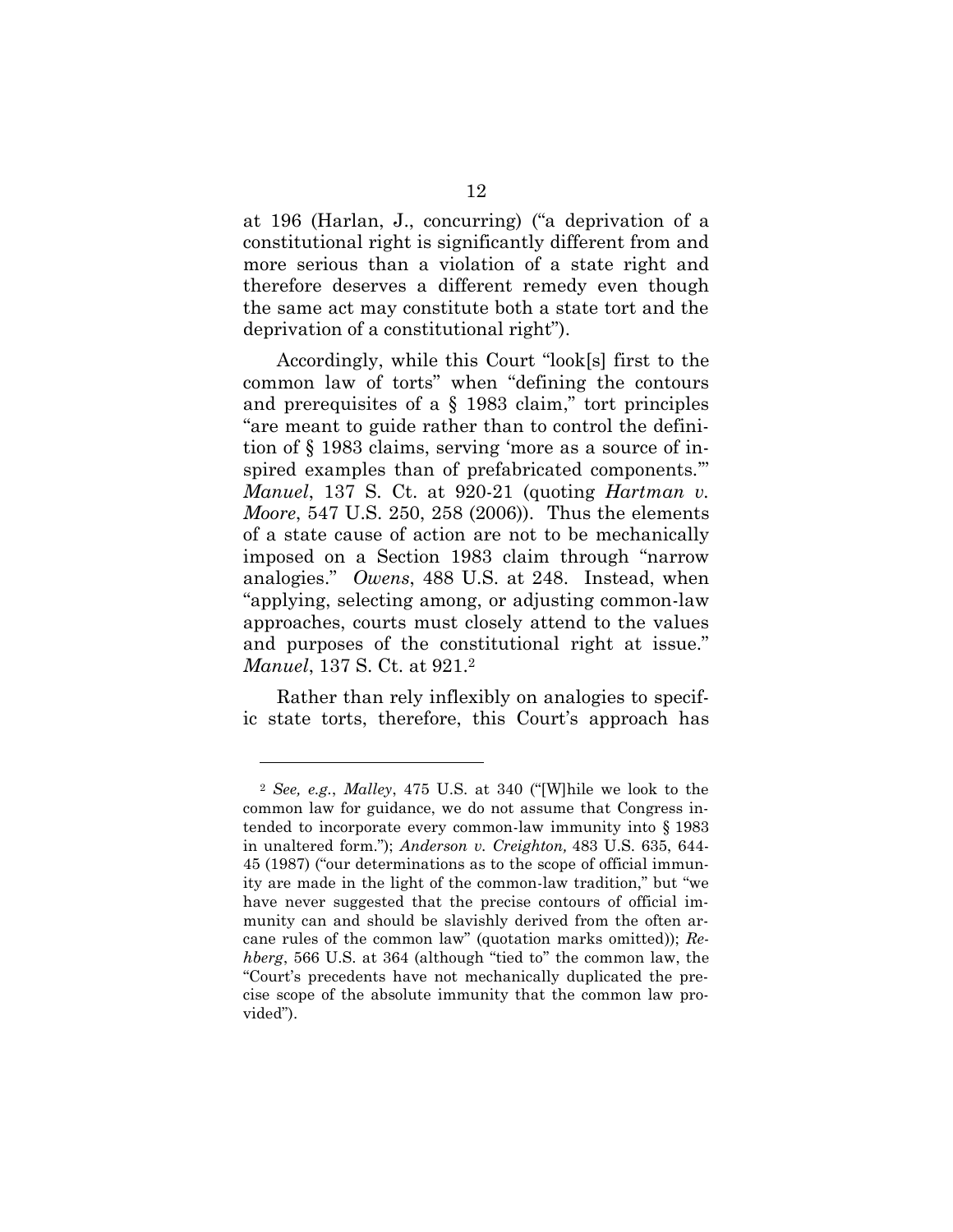at 196 (Harlan, J., concurring) ("a deprivation of a constitutional right is significantly different from and more serious than a violation of a state right and therefore deserves a different remedy even though the same act may constitute both a state tort and the deprivation of a constitutional right").

Accordingly, while this Court "look[s] first to the common law of torts" when "defining the contours and prerequisites of a § 1983 claim," tort principles "are meant to guide rather than to control the definition of § 1983 claims, serving 'more as a source of inspired examples than of prefabricated components.'" *Manuel*, 137 S. Ct. at 920-21 (quoting *Hartman v. Moore*, 547 U.S. 250, 258 (2006)). Thus the elements of a state cause of action are not to be mechanically imposed on a Section 1983 claim through "narrow analogies." *Owens*, 488 U.S. at 248. Instead, when "applying, selecting among, or adjusting common-law approaches, courts must closely attend to the values and purposes of the constitutional right at issue." *Manuel*, 137 S. Ct. at 921.[2]

Rather than rely inflexibly on analogies to specific state torts, therefore, this Court's approach has

---

[2] *See, e.g.*, *Malley*, 475 U.S. at 340 ("[W]hile we look to the common law for guidance, we do not assume that Congress intended to incorporate every common-law immunity into § 1983 in unaltered form."); *Anderson v. Creighton,* 483 U.S. 635, 644-45 (1987) ("our determinations as to the scope of official immunity are made in the light of the common-law tradition," but "we have never suggested that the precise contours of official immunity can and should be slavishly derived from the often arcane rules of the common law" (quotation marks omitted)); *Rehberg*, 566 U.S. at 364 (although "tied to" the common law, the "Court's precedents have not mechanically duplicated the precise scope of the absolute immunity that the common law provided").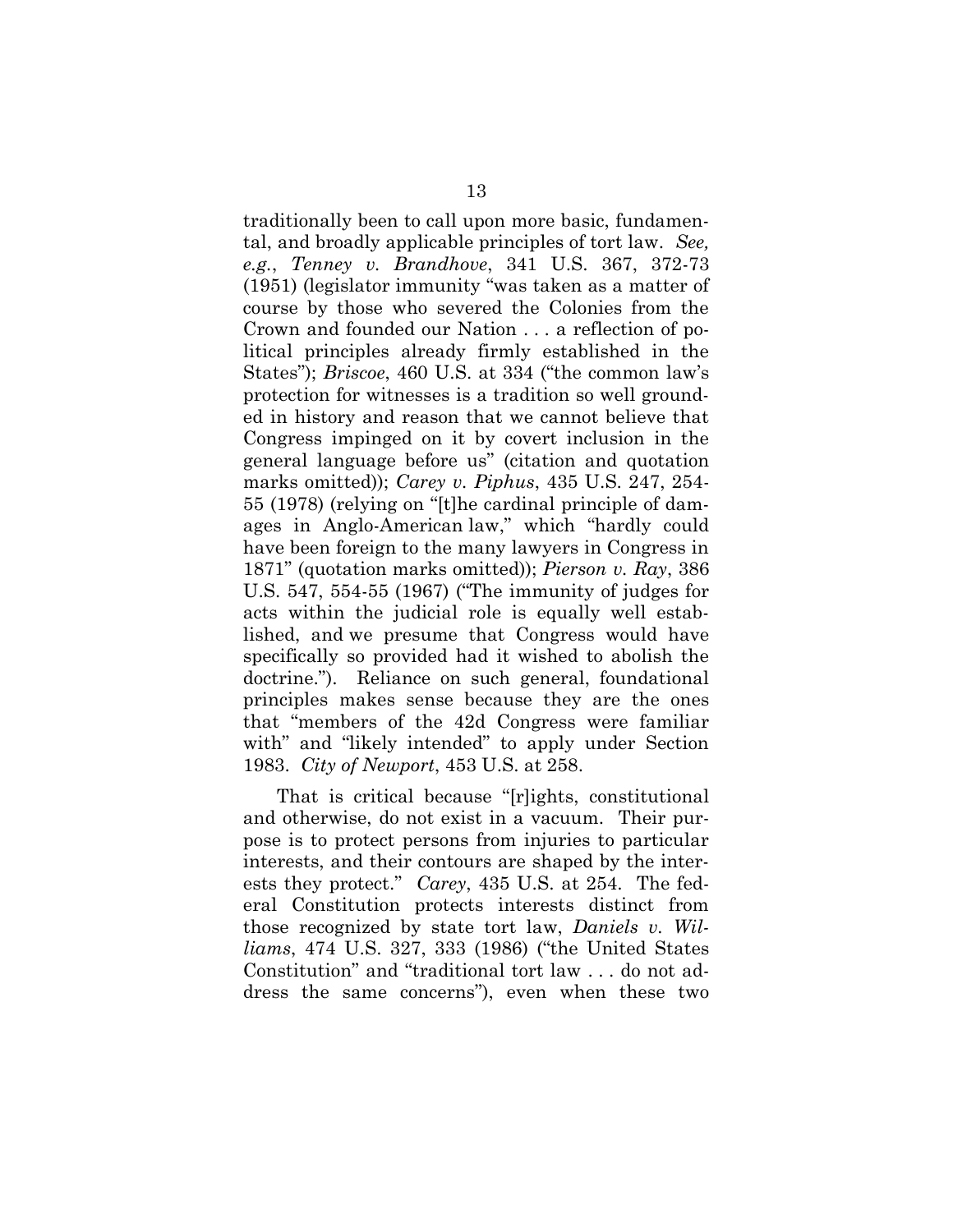traditionally been to call upon more basic, fundamental, and broadly applicable principles of tort law. *See, e.g.*, *Tenney v. Brandhove*, 341 U.S. 367, 372-73 (1951) (legislator immunity "was taken as a matter of course by those who severed the Colonies from the Crown and founded our Nation . . . a reflection of political principles already firmly established in the States"); *Briscoe*, 460 U.S. at 334 ("the common law's protection for witnesses is a tradition so well grounded in history and reason that we cannot believe that Congress impinged on it by covert inclusion in the general language before us" (citation and quotation marks omitted)); *Carey v. Piphus*, 435 U.S. 247, 254-55 (1978) (relying on "[t]he cardinal principle of damages in Anglo-American law," which "hardly could have been foreign to the many lawyers in Congress in 1871" (quotation marks omitted)); *Pierson v. Ray*, 386 U.S. 547, 554-55 (1967) ("The immunity of judges for acts within the judicial role is equally well established, and we presume that Congress would have specifically so provided had it wished to abolish the doctrine."). Reliance on such general, foundational principles makes sense because they are the ones that "members of the 42d Congress were familiar with" and "likely intended" to apply under Section 1983. *City of Newport*, 453 U.S. at 258.

That is critical because "[r]ights, constitutional and otherwise, do not exist in a vacuum. Their purpose is to protect persons from injuries to particular interests, and their contours are shaped by the interests they protect." *Carey*, 435 U.S. at 254. The federal Constitution protects interests distinct from those recognized by state tort law, *Daniels v. Williams*, 474 U.S. 327, 333 (1986) ("the United States Constitution" and "traditional tort law . . . do not address the same concerns"), even when these two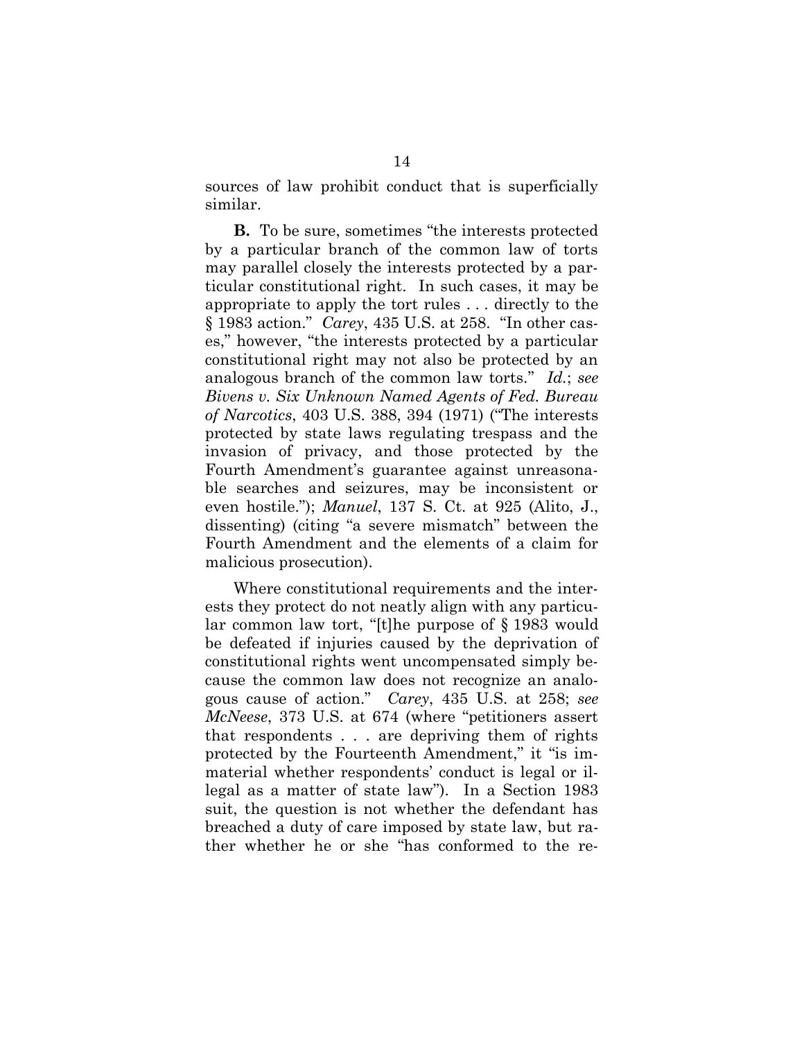sources of law prohibit conduct that is superficially similar.

**B.** To be sure, sometimes "the interests protected by a particular branch of the common law of torts may parallel closely the interests protected by a particular constitutional right. In such cases, it may be appropriate to apply the tort rules . . . directly to the § 1983 action." *Carey*, 435 U.S. at 258. "In other cases," however, "the interests protected by a particular constitutional right may not also be protected by an analogous branch of the common law torts." *Id.*; *see Bivens v. Six Unknown Named Agents of Fed. Bureau of Narcotics*, 403 U.S. 388, 394 (1971) ("The interests protected by state laws regulating trespass and the invasion of privacy, and those protected by the Fourth Amendment's guarantee against unreasonable searches and seizures, may be inconsistent or even hostile."); *Manuel*, 137 S. Ct. at 925 (Alito, J., dissenting) (citing "a severe mismatch" between the Fourth Amendment and the elements of a claim for malicious prosecution).

Where constitutional requirements and the interests they protect do not neatly align with any particular common law tort, "[t]he purpose of § 1983 would be defeated if injuries caused by the deprivation of constitutional rights went uncompensated simply because the common law does not recognize an analogous cause of action." *Carey*, 435 U.S. at 258; *see McNeese*, 373 U.S. at 674 (where "petitioners assert that respondents . . . are depriving them of rights protected by the Fourteenth Amendment," it "is immaterial whether respondents' conduct is legal or illegal as a matter of state law"). In a Section 1983 suit, the question is not whether the defendant has breached a duty of care imposed by state law, but rather whether he or she "has conformed to the re-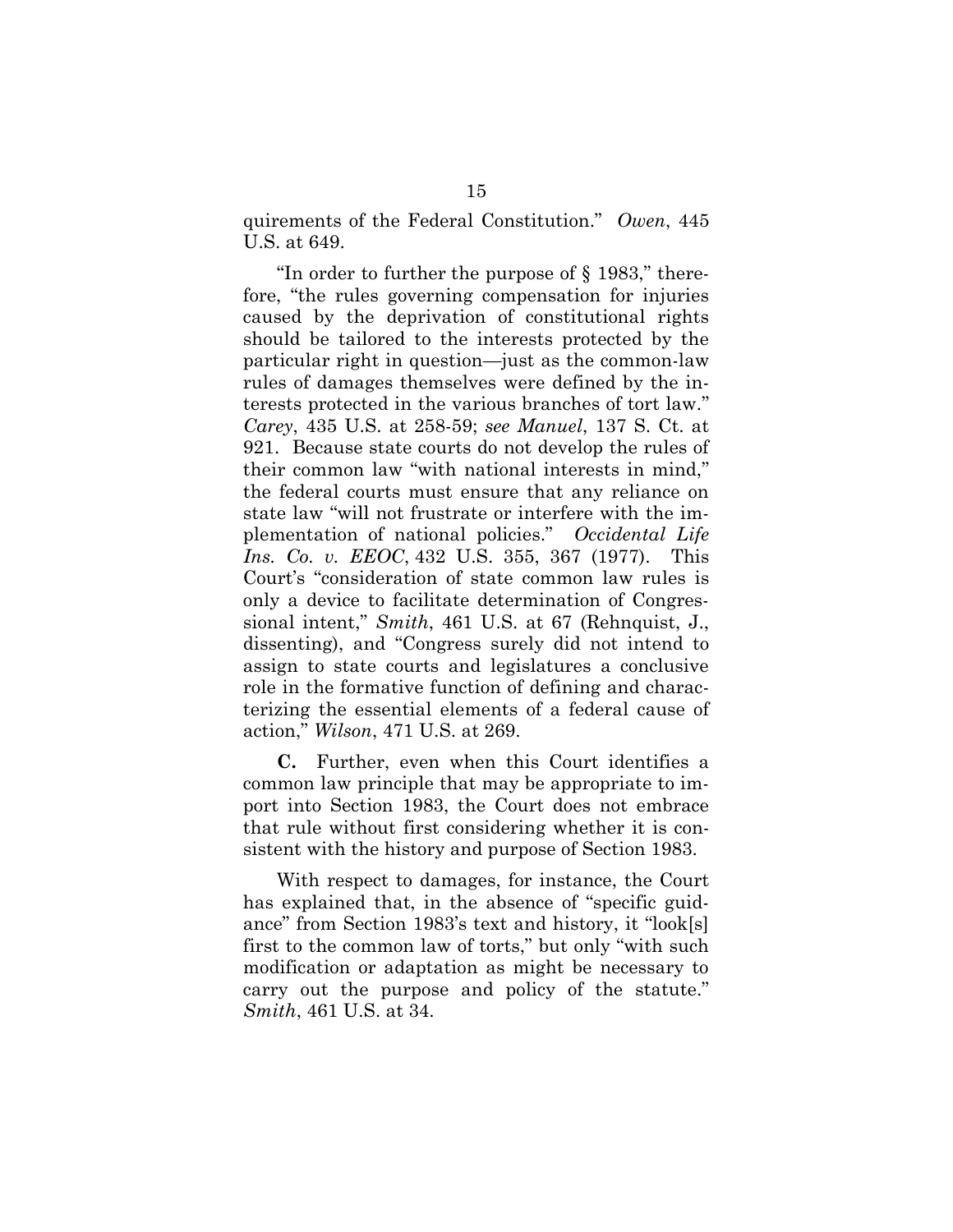quirements of the Federal Constitution." *Owen*, 445 U.S. at 649.

"In order to further the purpose of § 1983," therefore, "the rules governing compensation for injuries caused by the deprivation of constitutional rights should be tailored to the interests protected by the particular right in question—just as the common-law rules of damages themselves were defined by the interests protected in the various branches of tort law." *Carey*, 435 U.S. at 258-59; *see Manuel*, 137 S. Ct. at 921. Because state courts do not develop the rules of their common law "with national interests in mind," the federal courts must ensure that any reliance on state law "will not frustrate or interfere with the implementation of national policies." *Occidental Life Ins. Co. v. EEOC*, 432 U.S. 355, 367 (1977). This Court's "consideration of state common law rules is only a device to facilitate determination of Congressional intent," *Smith*, 461 U.S. at 67 (Rehnquist, J., dissenting), and "Congress surely did not intend to assign to state courts and legislatures a conclusive role in the formative function of defining and characterizing the essential elements of a federal cause of action," *Wilson*, 471 U.S. at 269.

**C.** Further, even when this Court identifies a common law principle that may be appropriate to import into Section 1983, the Court does not embrace that rule without first considering whether it is consistent with the history and purpose of Section 1983.

With respect to damages, for instance, the Court has explained that, in the absence of "specific guidance" from Section 1983's text and history, it "look[s] first to the common law of torts," but only "with such modification or adaptation as might be necessary to carry out the purpose and policy of the statute." *Smith*, 461 U.S. at 34.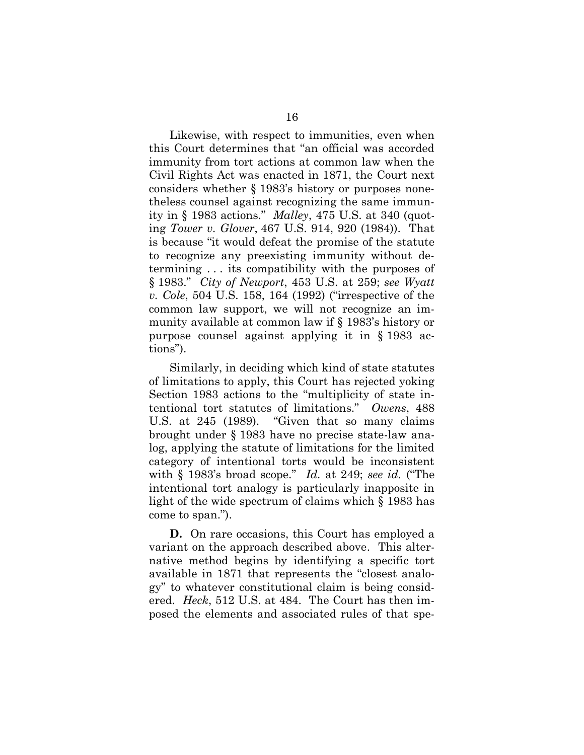Likewise, with respect to immunities, even when this Court determines that "an official was accorded immunity from tort actions at common law when the Civil Rights Act was enacted in 1871, the Court next considers whether § 1983's history or purposes nonetheless counsel against recognizing the same immunity in § 1983 actions." *Malley*, 475 U.S. at 340 (quoting *Tower v. Glover*, 467 U.S. 914, 920 (1984)). That is because "it would defeat the promise of the statute to recognize any preexisting immunity without determining . . . its compatibility with the purposes of § 1983." *City of Newport*, 453 U.S. at 259; *see Wyatt v. Cole*, 504 U.S. 158, 164 (1992) ("irrespective of the common law support, we will not recognize an immunity available at common law if § 1983's history or purpose counsel against applying it in § 1983 actions").

Similarly, in deciding which kind of state statutes of limitations to apply, this Court has rejected yoking Section 1983 actions to the "multiplicity of state intentional tort statutes of limitations." *Owens*, 488 U.S. at 245 (1989). "Given that so many claims brought under § 1983 have no precise state-law analog, applying the statute of limitations for the limited category of intentional torts would be inconsistent with § 1983's broad scope." *Id.* at 249; *see id.* ("The intentional tort analogy is particularly inapposite in light of the wide spectrum of claims which § 1983 has come to span.").

**D.** On rare occasions, this Court has employed a variant on the approach described above. This alternative method begins by identifying a specific tort available in 1871 that represents the "closest analogy" to whatever constitutional claim is being considered. *Heck*, 512 U.S. at 484. The Court has then imposed the elements and associated rules of that spe-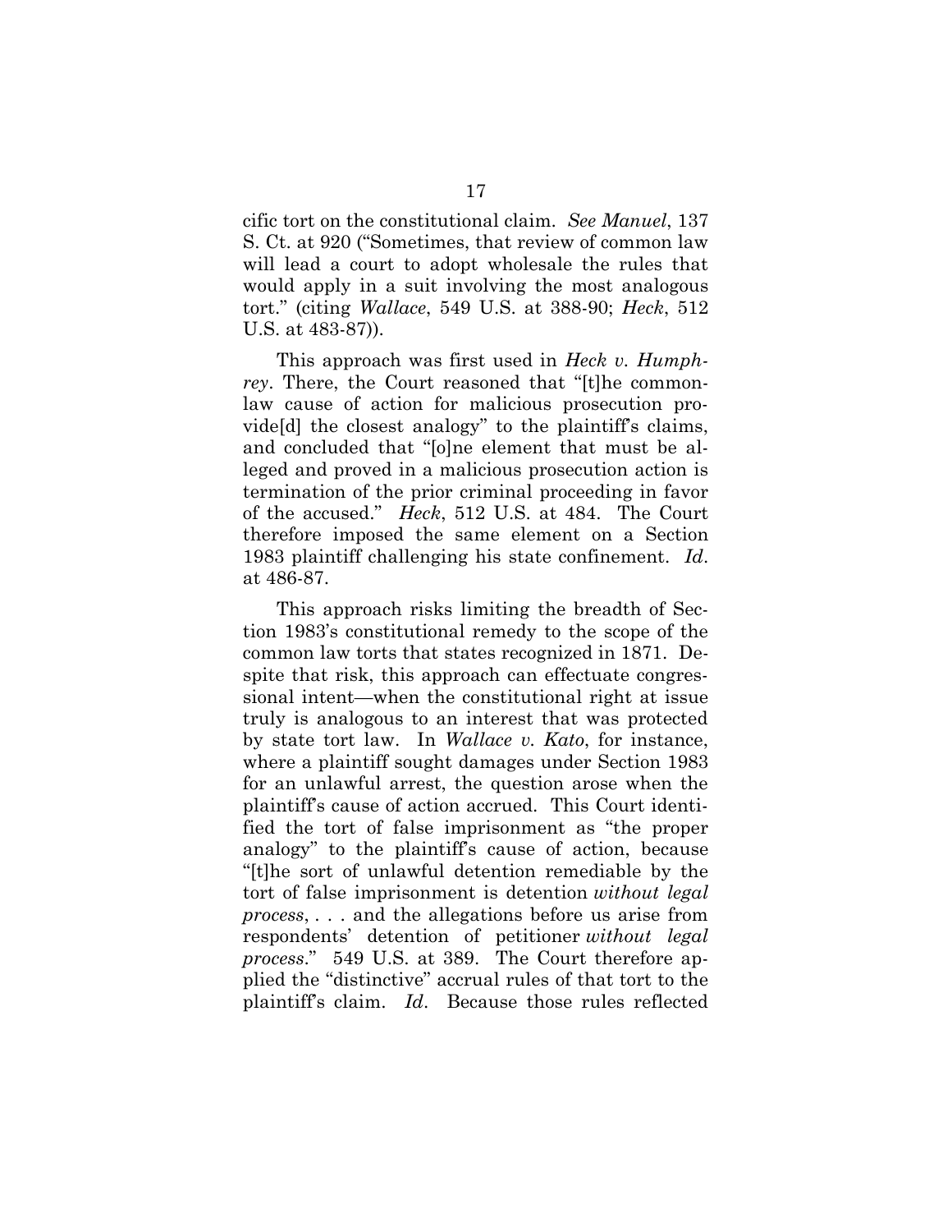cific tort on the constitutional claim. *See Manuel*, 137 S. Ct. at 920 ("Sometimes, that review of common law will lead a court to adopt wholesale the rules that would apply in a suit involving the most analogous tort." (citing *Wallace*, 549 U.S. at 388-90; *Heck*, 512 U.S. at 483-87)).

This approach was first used in *Heck v. Humphrey*. There, the Court reasoned that "[t]he common-law cause of action for malicious prosecution provide[d] the closest analogy" to the plaintiff's claims, and concluded that "[o]ne element that must be alleged and proved in a malicious prosecution action is termination of the prior criminal proceeding in favor of the accused." *Heck*, 512 U.S. at 484. The Court therefore imposed the same element on a Section 1983 plaintiff challenging his state confinement. *Id*. at 486-87.

This approach risks limiting the breadth of Section 1983's constitutional remedy to the scope of the common law torts that states recognized in 1871. Despite that risk, this approach can effectuate congressional intent—when the constitutional right at issue truly is analogous to an interest that was protected by state tort law. In *Wallace v. Kato*, for instance, where a plaintiff sought damages under Section 1983 for an unlawful arrest, the question arose when the plaintiff's cause of action accrued. This Court identified the tort of false imprisonment as "the proper analogy" to the plaintiff's cause of action, because "[t]he sort of unlawful detention remediable by the tort of false imprisonment is detention *without legal process*, . . . and the allegations before us arise from respondents' detention of petitioner *without legal process*." 549 U.S. at 389. The Court therefore applied the "distinctive" accrual rules of that tort to the plaintiff's claim. *Id*. Because those rules reflected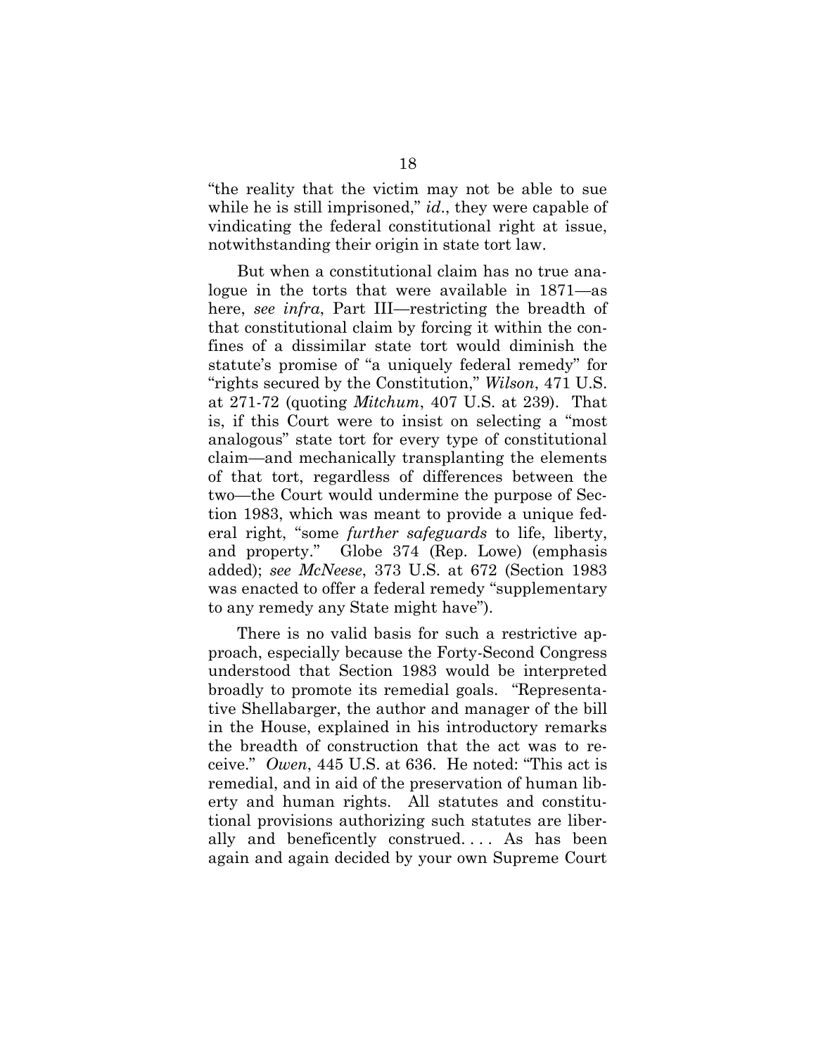"the reality that the victim may not be able to sue while he is still imprisoned," *id*., they were capable of vindicating the federal constitutional right at issue, notwithstanding their origin in state tort law.

But when a constitutional claim has no true analogue in the torts that were available in 1871—as here, *see infra*, Part III—restricting the breadth of that constitutional claim by forcing it within the confines of a dissimilar state tort would diminish the statute's promise of "a uniquely federal remedy" for "rights secured by the Constitution," *Wilson*, 471 U.S. at 271-72 (quoting *Mitchum*, 407 U.S. at 239). That is, if this Court were to insist on selecting a "most analogous" state tort for every type of constitutional claim—and mechanically transplanting the elements of that tort, regardless of differences between the two—the Court would undermine the purpose of Section 1983, which was meant to provide a unique federal right, "some *further safeguards* to life, liberty, and property." Globe 374 (Rep. Lowe) (emphasis added); *see McNeese*, 373 U.S. at 672 (Section 1983 was enacted to offer a federal remedy "supplementary to any remedy any State might have").

There is no valid basis for such a restrictive approach, especially because the Forty-Second Congress understood that Section 1983 would be interpreted broadly to promote its remedial goals. "Representative Shellabarger, the author and manager of the bill in the House, explained in his introductory remarks the breadth of construction that the act was to receive." *Owen*, 445 U.S. at 636. He noted: "This act is remedial, and in aid of the preservation of human liberty and human rights. All statutes and constitutional provisions authorizing such statutes are liberally and beneficently construed. . . . As has been again and again decided by your own Supreme Court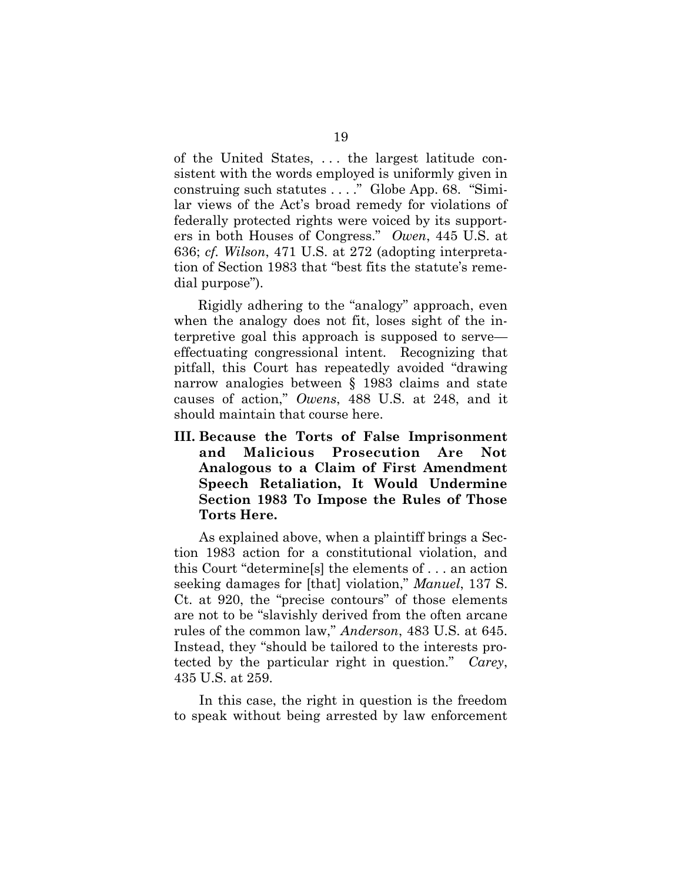of the United States, . . . the largest latitude consistent with the words employed is uniformly given in construing such statutes . . . ." Globe App. 68. "Similar views of the Act's broad remedy for violations of federally protected rights were voiced by its supporters in both Houses of Congress." *Owen*, 445 U.S. at 636; *cf. Wilson*, 471 U.S. at 272 (adopting interpretation of Section 1983 that "best fits the statute's remedial purpose").

Rigidly adhering to the "analogy" approach, even when the analogy does not fit, loses sight of the interpretive goal this approach is supposed to serve—effectuating congressional intent. Recognizing that pitfall, this Court has repeatedly avoided "drawing narrow analogies between § 1983 claims and state causes of action," *Owens*, 488 U.S. at 248, and it should maintain that course here.

### III. Because the Torts of False Imprisonment and Malicious Prosecution Are Not Analogous to a Claim of First Amendment Speech Retaliation, It Would Undermine Section 1983 To Impose the Rules of Those Torts Here.

As explained above, when a plaintiff brings a Section 1983 action for a constitutional violation, and this Court "determine[s] the elements of . . . an action seeking damages for [that] violation," *Manuel*, 137 S. Ct. at 920, the "precise contours" of those elements are not to be "slavishly derived from the often arcane rules of the common law," *Anderson*, 483 U.S. at 645. Instead, they "should be tailored to the interests protected by the particular right in question." *Carey*, 435 U.S. at 259.

In this case, the right in question is the freedom to speak without being arrested by law enforcement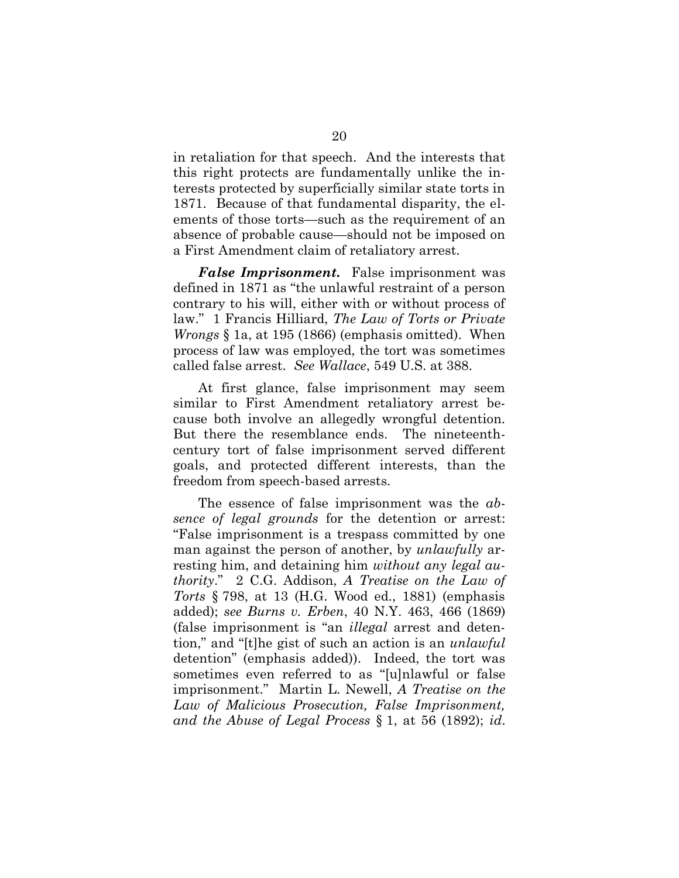in retaliation for that speech. And the interests that this right protects are fundamentally unlike the interests protected by superficially similar state torts in 1871. Because of that fundamental disparity, the elements of those torts—such as the requirement of an absence of probable cause—should not be imposed on a First Amendment claim of retaliatory arrest.

***False Imprisonment.*** False imprisonment was defined in 1871 as "the unlawful restraint of a person contrary to his will, either with or without process of law." 1 Francis Hilliard, *The Law of Torts or Private Wrongs* § 1a, at 195 (1866) (emphasis omitted). When process of law was employed, the tort was sometimes called false arrest. *See Wallace*, 549 U.S. at 388.

At first glance, false imprisonment may seem similar to First Amendment retaliatory arrest because both involve an allegedly wrongful detention. But there the resemblance ends. The nineteenth-century tort of false imprisonment served different goals, and protected different interests, than the freedom from speech-based arrests.

The essence of false imprisonment was the *absence of legal grounds* for the detention or arrest: "False imprisonment is a trespass committed by one man against the person of another, by *unlawfully* arresting him, and detaining him *without any legal authority*." 2 C.G. Addison, *A Treatise on the Law of Torts* § 798, at 13 (H.G. Wood ed., 1881) (emphasis added); *see Burns v. Erben*, 40 N.Y. 463, 466 (1869) (false imprisonment is "an *illegal* arrest and detention," and "[t]he gist of such an action is an *unlawful* detention" (emphasis added)). Indeed, the tort was sometimes even referred to as "[u]nlawful or false imprisonment." Martin L. Newell, *A Treatise on the Law of Malicious Prosecution, False Imprisonment, and the Abuse of Legal Process* § 1, at 56 (1892); *id.*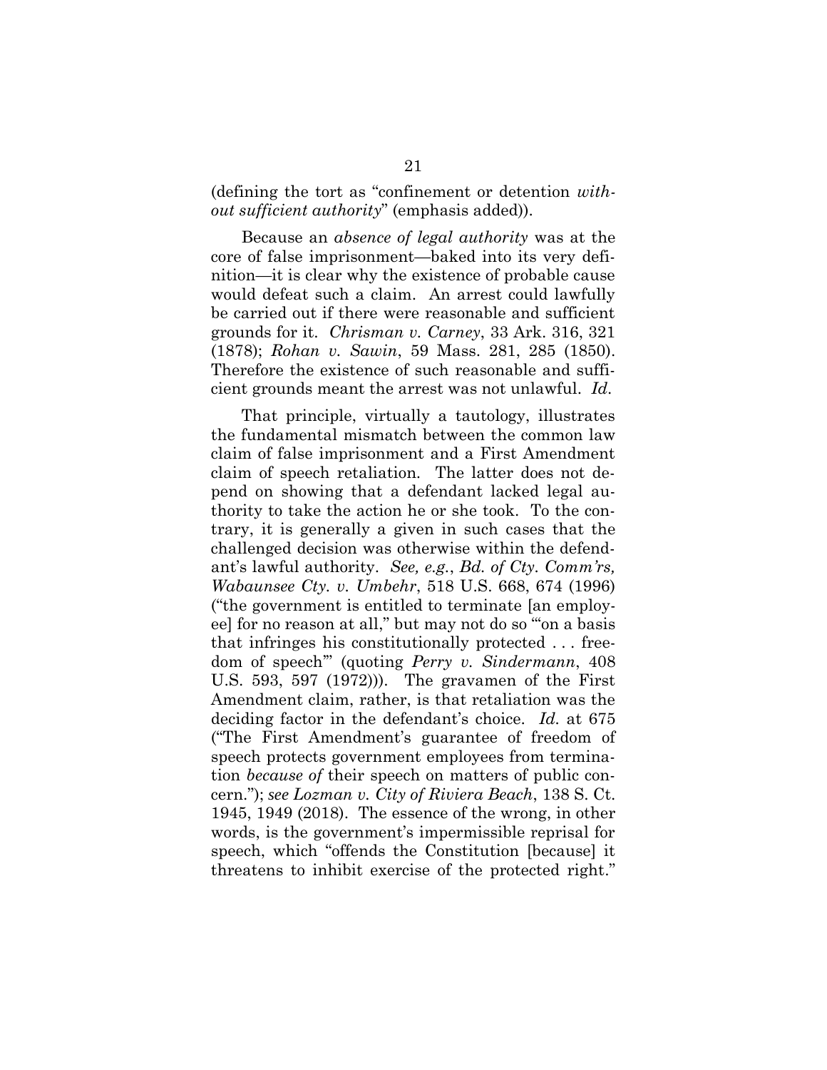(defining the tort as "confinement or detention *without sufficient authority*" (emphasis added)).

Because an *absence of legal authority* was at the core of false imprisonment—baked into its very definition—it is clear why the existence of probable cause would defeat such a claim. An arrest could lawfully be carried out if there were reasonable and sufficient grounds for it. *Chrisman v. Carney*, 33 Ark. 316, 321 (1878); *Rohan v. Sawin*, 59 Mass. 281, 285 (1850). Therefore the existence of such reasonable and sufficient grounds meant the arrest was not unlawful. *Id.*

That principle, virtually a tautology, illustrates the fundamental mismatch between the common law claim of false imprisonment and a First Amendment claim of speech retaliation. The latter does not depend on showing that a defendant lacked legal authority to take the action he or she took. To the contrary, it is generally a given in such cases that the challenged decision was otherwise within the defendant's lawful authority. *See, e.g.*, *Bd. of Cty. Comm'rs, Wabaunsee Cty. v. Umbehr*, 518 U.S. 668, 674 (1996) ("the government is entitled to terminate [an employee] for no reason at all," but may not do so "'on a basis that infringes his constitutionally protected . . . freedom of speech'" (quoting *Perry v. Sindermann*, 408 U.S. 593, 597 (1972))). The gravamen of the First Amendment claim, rather, is that retaliation was the deciding factor in the defendant's choice. *Id.* at 675 ("The First Amendment's guarantee of freedom of speech protects government employees from termination *because of* their speech on matters of public concern."); *see Lozman v. City of Riviera Beach*, 138 S. Ct. 1945, 1949 (2018). The essence of the wrong, in other words, is the government's impermissible reprisal for speech, which "offends the Constitution [because] it threatens to inhibit exercise of the protected right."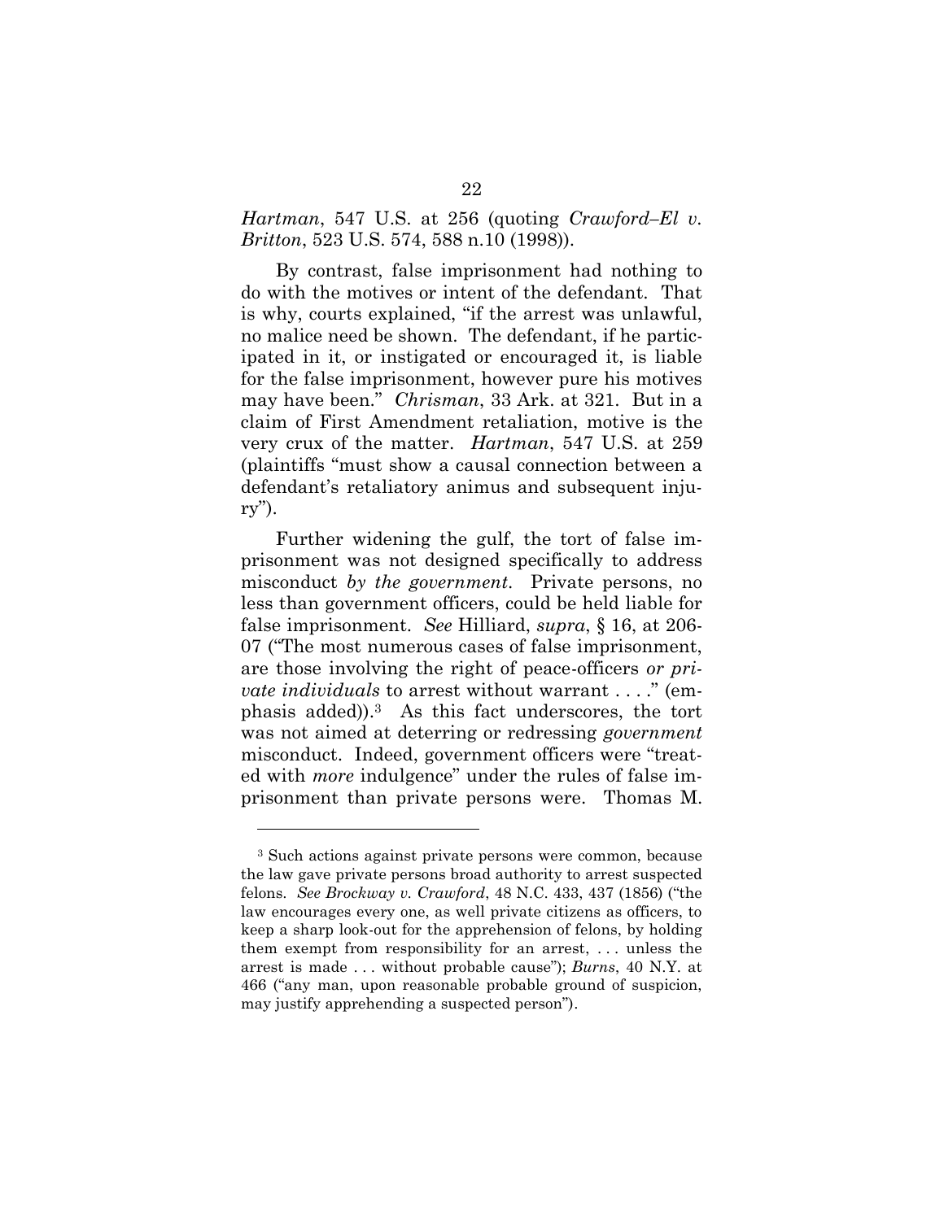*Hartman*, 547 U.S. at 256 (quoting *Crawford–El v. Britton*, 523 U.S. 574, 588 n.10 (1998)).

By contrast, false imprisonment had nothing to do with the motives or intent of the defendant. That is why, courts explained, "if the arrest was unlawful, no malice need be shown. The defendant, if he participated in it, or instigated or encouraged it, is liable for the false imprisonment, however pure his motives may have been." *Chrisman*, 33 Ark. at 321. But in a claim of First Amendment retaliation, motive is the very crux of the matter. *Hartman*, 547 U.S. at 259 (plaintiffs "must show a causal connection between a defendant's retaliatory animus and subsequent injury").

Further widening the gulf, the tort of false imprisonment was not designed specifically to address misconduct *by the government*. Private persons, no less than government officers, could be held liable for false imprisonment. *See* Hilliard, *supra*, § 16, at 206-07 ("The most numerous cases of false imprisonment, are those involving the right of peace-officers *or private individuals* to arrest without warrant . . . ." (emphasis added)).[3] As this fact underscores, the tort was not aimed at deterring or redressing *government* misconduct. Indeed, government officers were "treated with *more* indulgence" under the rules of false imprisonment than private persons were. Thomas M.

---

[3] Such actions against private persons were common, because the law gave private persons broad authority to arrest suspected felons. *See Brockway v. Crawford*, 48 N.C. 433, 437 (1856) ("the law encourages every one, as well private citizens as officers, to keep a sharp look-out for the apprehension of felons, by holding them exempt from responsibility for an arrest, . . . unless the arrest is made . . . without probable cause"); *Burns*, 40 N.Y. at 466 ("any man, upon reasonable probable ground of suspicion, may justify apprehending a suspected person").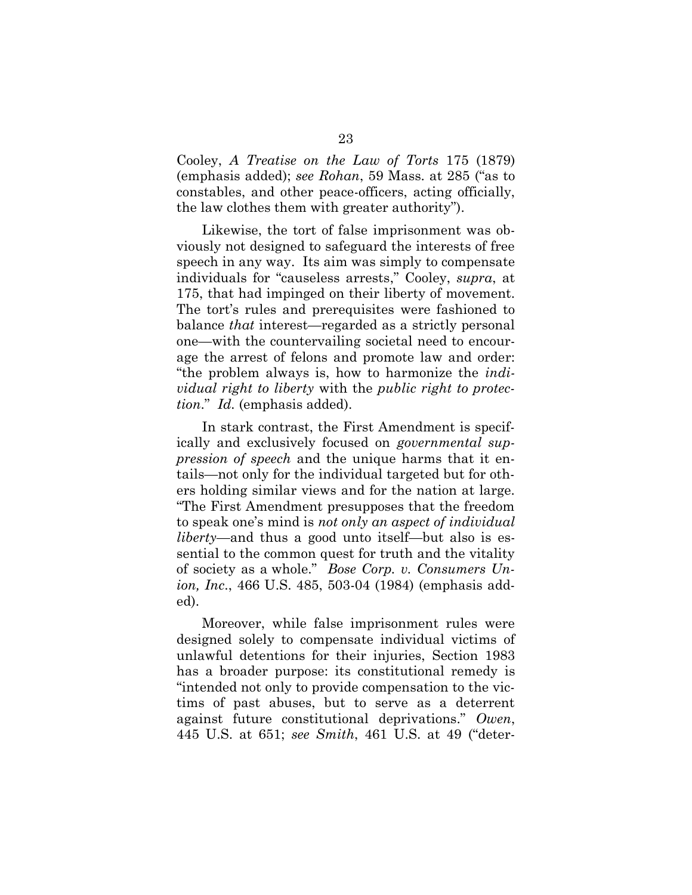Cooley, *A Treatise on the Law of Torts* 175 (1879) (emphasis added); *see Rohan*, 59 Mass. at 285 ("as to constables, and other peace-officers, acting officially, the law clothes them with greater authority").

Likewise, the tort of false imprisonment was obviously not designed to safeguard the interests of free speech in any way. Its aim was simply to compensate individuals for "causeless arrests," Cooley, *supra*, at 175, that had impinged on their liberty of movement. The tort's rules and prerequisites were fashioned to balance *that* interest—regarded as a strictly personal one—with the countervailing societal need to encourage the arrest of felons and promote law and order: "the problem always is, how to harmonize the *individual right to liberty* with the *public right to protection*." *Id.* (emphasis added).

In stark contrast, the First Amendment is specifically and exclusively focused on *governmental suppression of speech* and the unique harms that it entails—not only for the individual targeted but for others holding similar views and for the nation at large. "The First Amendment presupposes that the freedom to speak one's mind is *not only an aspect of individual liberty*—and thus a good unto itself—but also is essential to the common quest for truth and the vitality of society as a whole." *Bose Corp. v. Consumers Union, Inc.*, 466 U.S. 485, 503-04 (1984) (emphasis added).

Moreover, while false imprisonment rules were designed solely to compensate individual victims of unlawful detentions for their injuries, Section 1983 has a broader purpose: its constitutional remedy is "intended not only to provide compensation to the victims of past abuses, but to serve as a deterrent against future constitutional deprivations." *Owen*, 445 U.S. at 651; *see Smith*, 461 U.S. at 49 ("deter-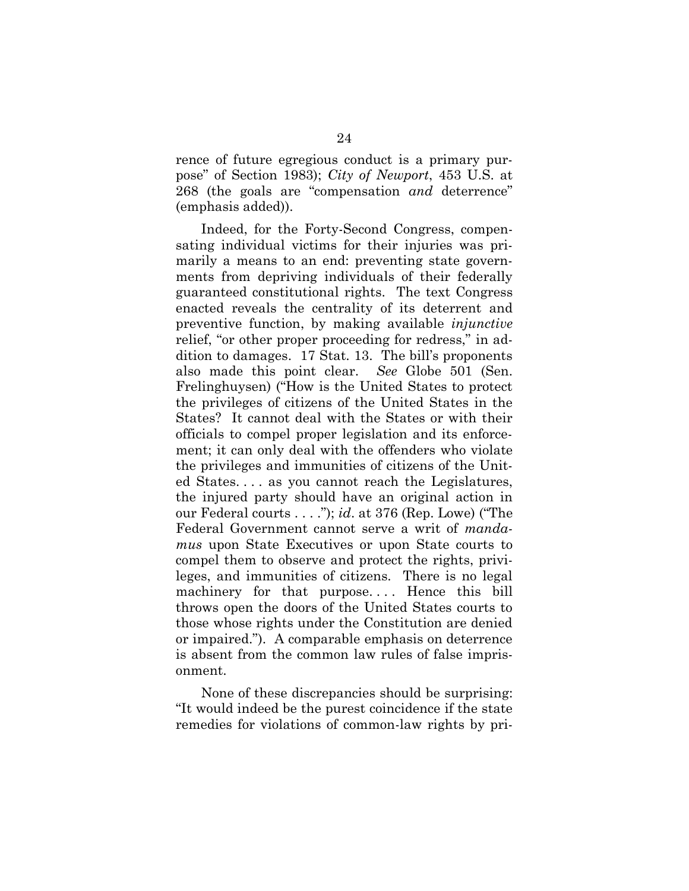rence of future egregious conduct is a primary purpose" of Section 1983); *City of Newport*, 453 U.S. at 268 (the goals are "compensation *and* deterrence" (emphasis added)).

Indeed, for the Forty-Second Congress, compensating individual victims for their injuries was primarily a means to an end: preventing state governments from depriving individuals of their federally guaranteed constitutional rights. The text Congress enacted reveals the centrality of its deterrent and preventive function, by making available *injunctive* relief, "or other proper proceeding for redress," in addition to damages. 17 Stat. 13. The bill's proponents also made this point clear. *See* Globe 501 (Sen. Frelinghuysen) ("How is the United States to protect the privileges of citizens of the United States in the States? It cannot deal with the States or with their officials to compel proper legislation and its enforcement; it can only deal with the offenders who violate the privileges and immunities of citizens of the United States. . . . as you cannot reach the Legislatures, the injured party should have an original action in our Federal courts . . . ."); *id*. at 376 (Rep. Lowe) ("The Federal Government cannot serve a writ of *mandamus* upon State Executives or upon State courts to compel them to observe and protect the rights, privileges, and immunities of citizens. There is no legal machinery for that purpose. . . . Hence this bill throws open the doors of the United States courts to those whose rights under the Constitution are denied or impaired."). A comparable emphasis on deterrence is absent from the common law rules of false imprisonment.

None of these discrepancies should be surprising: "It would indeed be the purest coincidence if the state remedies for violations of common-law rights by pri-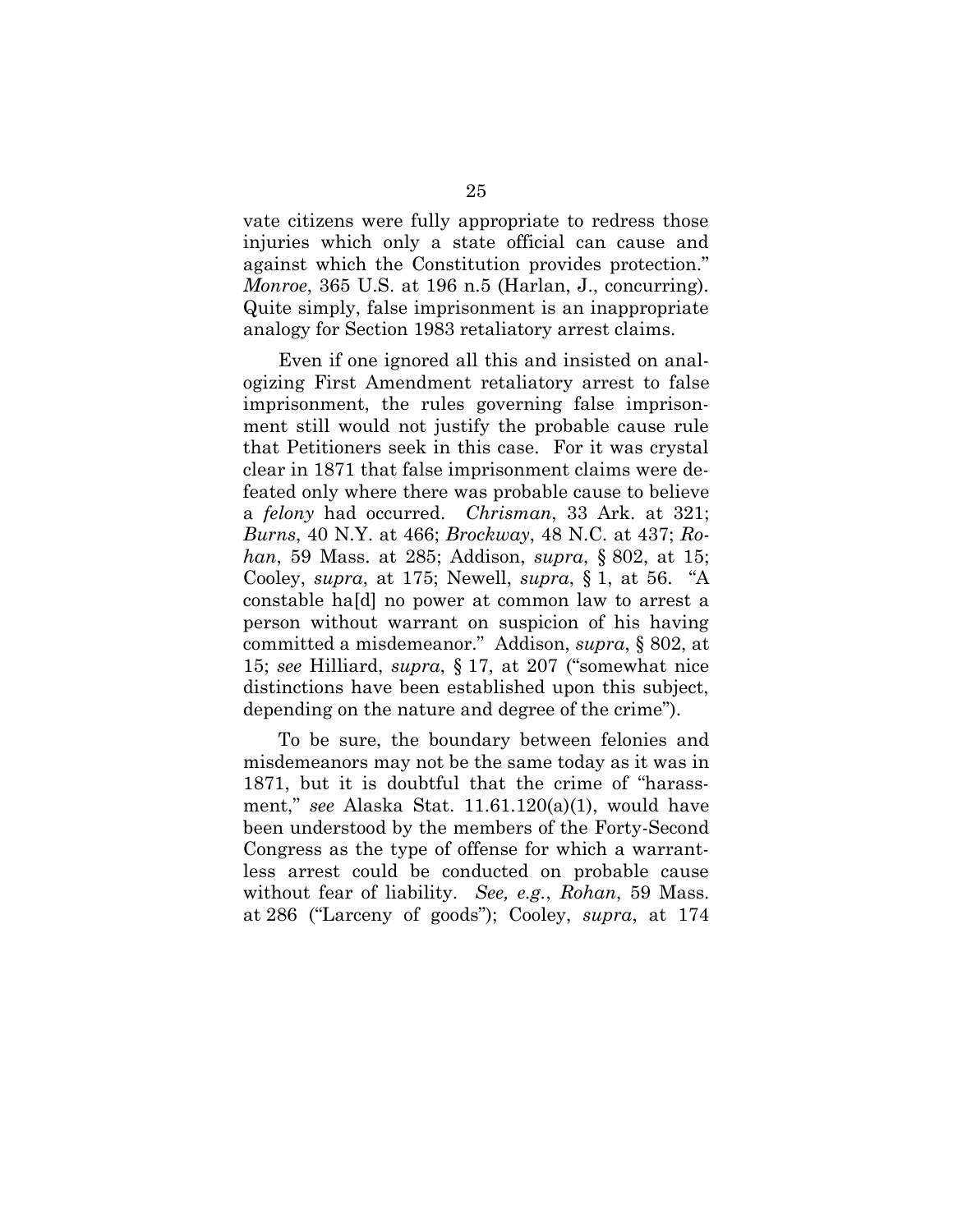vate citizens were fully appropriate to redress those injuries which only a state official can cause and against which the Constitution provides protection." *Monroe*, 365 U.S. at 196 n.5 (Harlan, J., concurring). Quite simply, false imprisonment is an inappropriate analogy for Section 1983 retaliatory arrest claims.

Even if one ignored all this and insisted on analogizing First Amendment retaliatory arrest to false imprisonment, the rules governing false imprisonment still would not justify the probable cause rule that Petitioners seek in this case. For it was crystal clear in 1871 that false imprisonment claims were defeated only where there was probable cause to believe a *felony* had occurred. *Chrisman*, 33 Ark. at 321; *Burns*, 40 N.Y. at 466; *Brockway*, 48 N.C. at 437; *Rohan*, 59 Mass. at 285; Addison, *supra*, § 802, at 15; Cooley, *supra*, at 175; Newell, *supra*, § 1, at 56. "A constable ha[d] no power at common law to arrest a person without warrant on suspicion of his having committed a misdemeanor." Addison, *supra*, § 802, at 15; *see* Hilliard, *supra*, § 17, at 207 ("somewhat nice distinctions have been established upon this subject, depending on the nature and degree of the crime").

To be sure, the boundary between felonies and misdemeanors may not be the same today as it was in 1871, but it is doubtful that the crime of "harassment," *see* Alaska Stat. 11.61.120(a)(1), would have been understood by the members of the Forty-Second Congress as the type of offense for which a warrantless arrest could be conducted on probable cause without fear of liability. *See, e.g.*, *Rohan*, 59 Mass. at 286 ("Larceny of goods"); Cooley, *supra*, at 174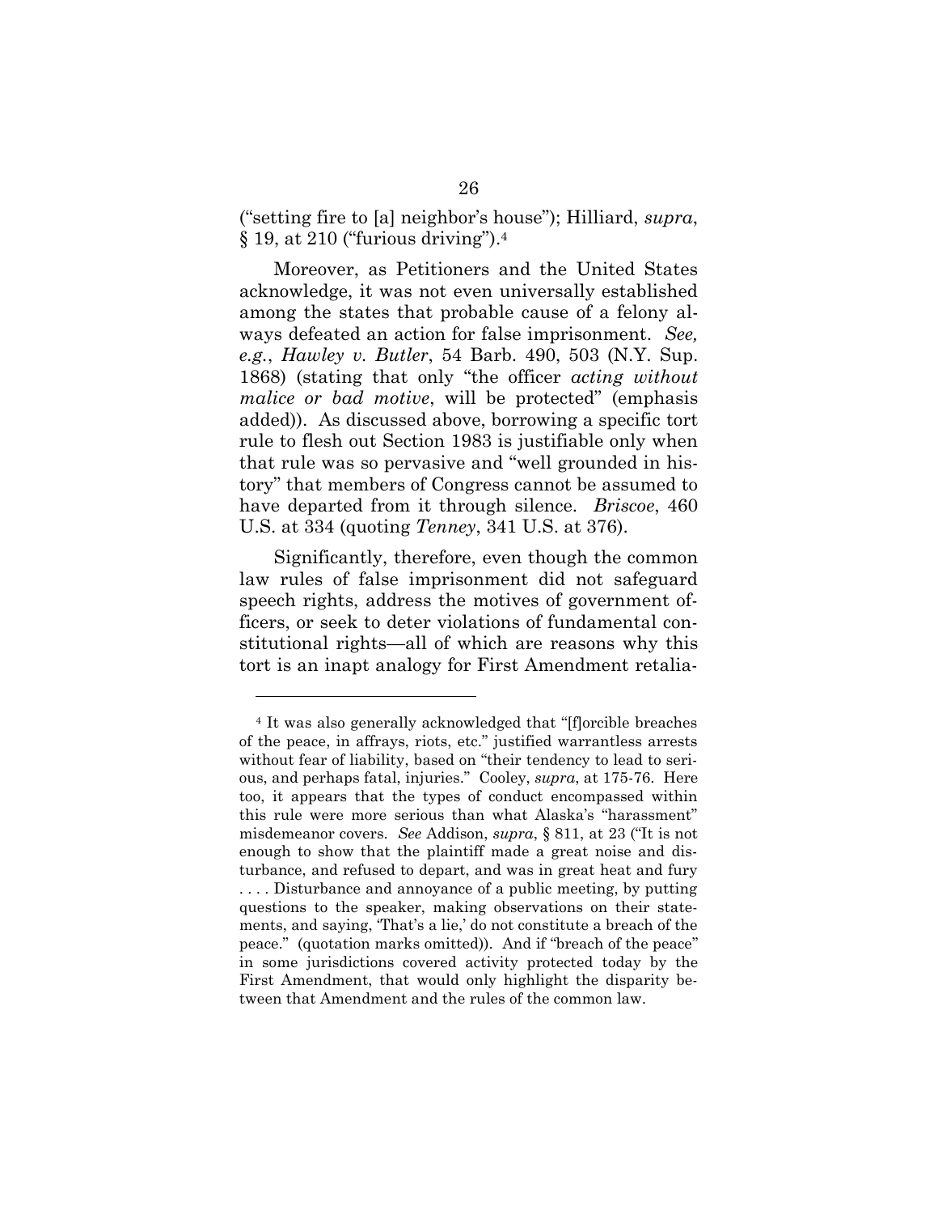("setting fire to [a] neighbor's house"); Hilliard, *supra*, § 19, at 210 ("furious driving").[4]

Moreover, as Petitioners and the United States acknowledge, it was not even universally established among the states that probable cause of a felony always defeated an action for false imprisonment. *See, e.g.*, *Hawley v. Butler*, 54 Barb. 490, 503 (N.Y. Sup. 1868) (stating that only "the officer *acting without malice or bad motive*, will be protected" (emphasis added)). As discussed above, borrowing a specific tort rule to flesh out Section 1983 is justifiable only when that rule was so pervasive and "well grounded in history" that members of Congress cannot be assumed to have departed from it through silence. *Briscoe*, 460 U.S. at 334 (quoting *Tenney*, 341 U.S. at 376).

Significantly, therefore, even though the common law rules of false imprisonment did not safeguard speech rights, address the motives of government officers, or seek to deter violations of fundamental constitutional rights—all of which are reasons why this tort is an inapt analogy for First Amendment retalia-

---

[4] It was also generally acknowledged that "[f]orcible breaches of the peace, in affrays, riots, etc." justified warrantless arrests without fear of liability, based on "their tendency to lead to serious, and perhaps fatal, injuries." Cooley, *supra*, at 175-76. Here too, it appears that the types of conduct encompassed within this rule were more serious than what Alaska's "harassment" misdemeanor covers. *See* Addison, *supra*, § 811, at 23 ("It is not enough to show that the plaintiff made a great noise and disturbance, and refused to depart, and was in great heat and fury . . . . Disturbance and annoyance of a public meeting, by putting questions to the speaker, making observations on their statements, and saying, 'That's a lie,' do not constitute a breach of the peace." (quotation marks omitted)). And if "breach of the peace" in some jurisdictions covered activity protected today by the First Amendment, that would only highlight the disparity between that Amendment and the rules of the common law.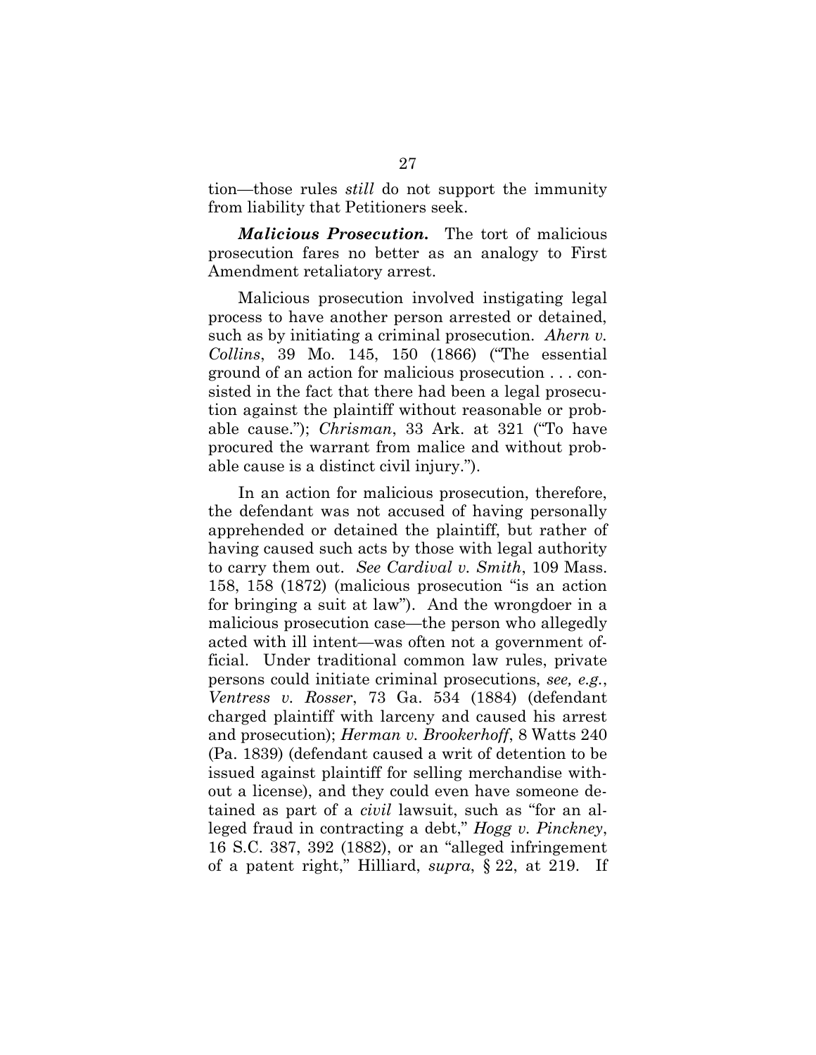tion—those rules *still* do not support the immunity from liability that Petitioners seek.

***Malicious Prosecution.*** The tort of malicious prosecution fares no better as an analogy to First Amendment retaliatory arrest.

Malicious prosecution involved instigating legal process to have another person arrested or detained, such as by initiating a criminal prosecution. *Ahern v. Collins*, 39 Mo. 145, 150 (1866) ("The essential ground of an action for malicious prosecution . . . consisted in the fact that there had been a legal prosecution against the plaintiff without reasonable or probable cause."); *Chrisman*, 33 Ark. at 321 ("To have procured the warrant from malice and without probable cause is a distinct civil injury.").

In an action for malicious prosecution, therefore, the defendant was not accused of having personally apprehended or detained the plaintiff, but rather of having caused such acts by those with legal authority to carry them out. *See Cardival v. Smith*, 109 Mass. 158, 158 (1872) (malicious prosecution "is an action for bringing a suit at law"). And the wrongdoer in a malicious prosecution case—the person who allegedly acted with ill intent—was often not a government official. Under traditional common law rules, private persons could initiate criminal prosecutions, *see, e.g.*, *Ventress v. Rosser*, 73 Ga. 534 (1884) (defendant charged plaintiff with larceny and caused his arrest and prosecution); *Herman v. Brookerhoff*, 8 Watts 240 (Pa. 1839) (defendant caused a writ of detention to be issued against plaintiff for selling merchandise without a license), and they could even have someone detained as part of a *civil* lawsuit, such as "for an alleged fraud in contracting a debt," *Hogg v. Pinckney*, 16 S.C. 387, 392 (1882), or an "alleged infringement of a patent right," Hilliard, *supra*, § 22, at 219. If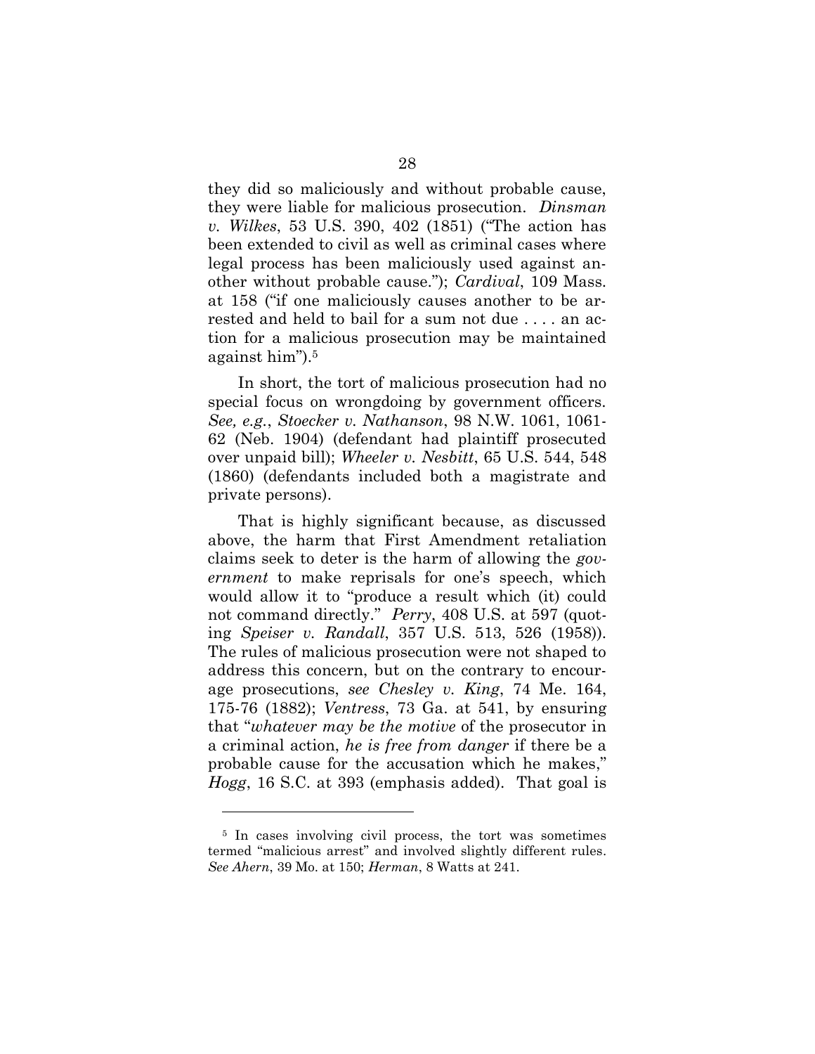they did so maliciously and without probable cause, they were liable for malicious prosecution. *Dinsman v. Wilkes*, 53 U.S. 390, 402 (1851) ("The action has been extended to civil as well as criminal cases where legal process has been maliciously used against another without probable cause."); *Cardival*, 109 Mass. at 158 ("if one maliciously causes another to be arrested and held to bail for a sum not due . . . . an action for a malicious prosecution may be maintained against him").[5]

In short, the tort of malicious prosecution had no special focus on wrongdoing by government officers. *See, e.g.*, *Stoecker v. Nathanson*, 98 N.W. 1061, 1061-62 (Neb. 1904) (defendant had plaintiff prosecuted over unpaid bill); *Wheeler v. Nesbitt*, 65 U.S. 544, 548 (1860) (defendants included both a magistrate and private persons).

That is highly significant because, as discussed above, the harm that First Amendment retaliation claims seek to deter is the harm of allowing the *government* to make reprisals for one's speech, which would allow it to "produce a result which (it) could not command directly." *Perry*, 408 U.S. at 597 (quoting *Speiser v. Randall*, 357 U.S. 513, 526 (1958)). The rules of malicious prosecution were not shaped to address this concern, but on the contrary to encourage prosecutions, *see Chesley v. King*, 74 Me. 164, 175-76 (1882); *Ventress*, 73 Ga. at 541, by ensuring that "*whatever may be the motive* of the prosecutor in a criminal action, *he is free from danger* if there be a probable cause for the accusation which he makes," *Hogg*, 16 S.C. at 393 (emphasis added). That goal is

---

[5] In cases involving civil process, the tort was sometimes termed "malicious arrest" and involved slightly different rules. *See Ahern*, 39 Mo. at 150; *Herman*, 8 Watts at 241.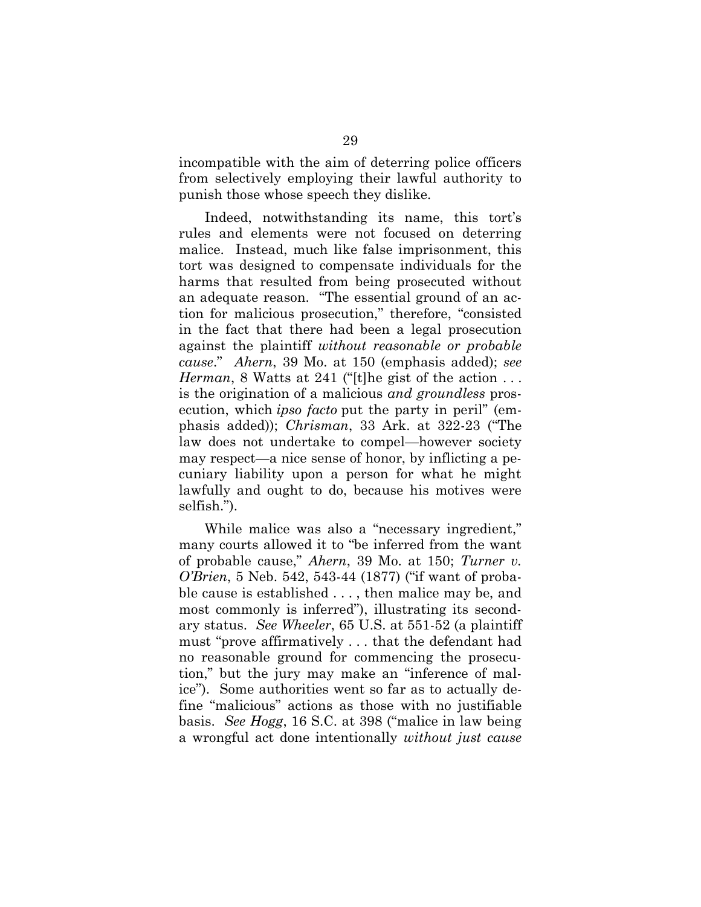incompatible with the aim of deterring police officers from selectively employing their lawful authority to punish those whose speech they dislike.

Indeed, notwithstanding its name, this tort's rules and elements were not focused on deterring malice. Instead, much like false imprisonment, this tort was designed to compensate individuals for the harms that resulted from being prosecuted without an adequate reason. "The essential ground of an action for malicious prosecution," therefore, "consisted in the fact that there had been a legal prosecution against the plaintiff *without reasonable or probable cause*." *Ahern*, 39 Mo. at 150 (emphasis added); *see Herman*, 8 Watts at 241 ("[t]he gist of the action . . . is the origination of a malicious *and groundless* prosecution, which *ipso facto* put the party in peril" (emphasis added)); *Chrisman*, 33 Ark. at 322-23 ("The law does not undertake to compel—however society may respect—a nice sense of honor, by inflicting a pecuniary liability upon a person for what he might lawfully and ought to do, because his motives were selfish.").

While malice was also a "necessary ingredient," many courts allowed it to "be inferred from the want of probable cause," *Ahern*, 39 Mo. at 150; *Turner v. O'Brien*, 5 Neb. 542, 543-44 (1877) ("if want of probable cause is established . . . , then malice may be, and most commonly is inferred"), illustrating its secondary status. *See Wheeler*, 65 U.S. at 551-52 (a plaintiff must "prove affirmatively . . . that the defendant had no reasonable ground for commencing the prosecution," but the jury may make an "inference of malice"). Some authorities went so far as to actually define "malicious" actions as those with no justifiable basis. *See Hogg*, 16 S.C. at 398 ("malice in law being a wrongful act done intentionally *without just cause*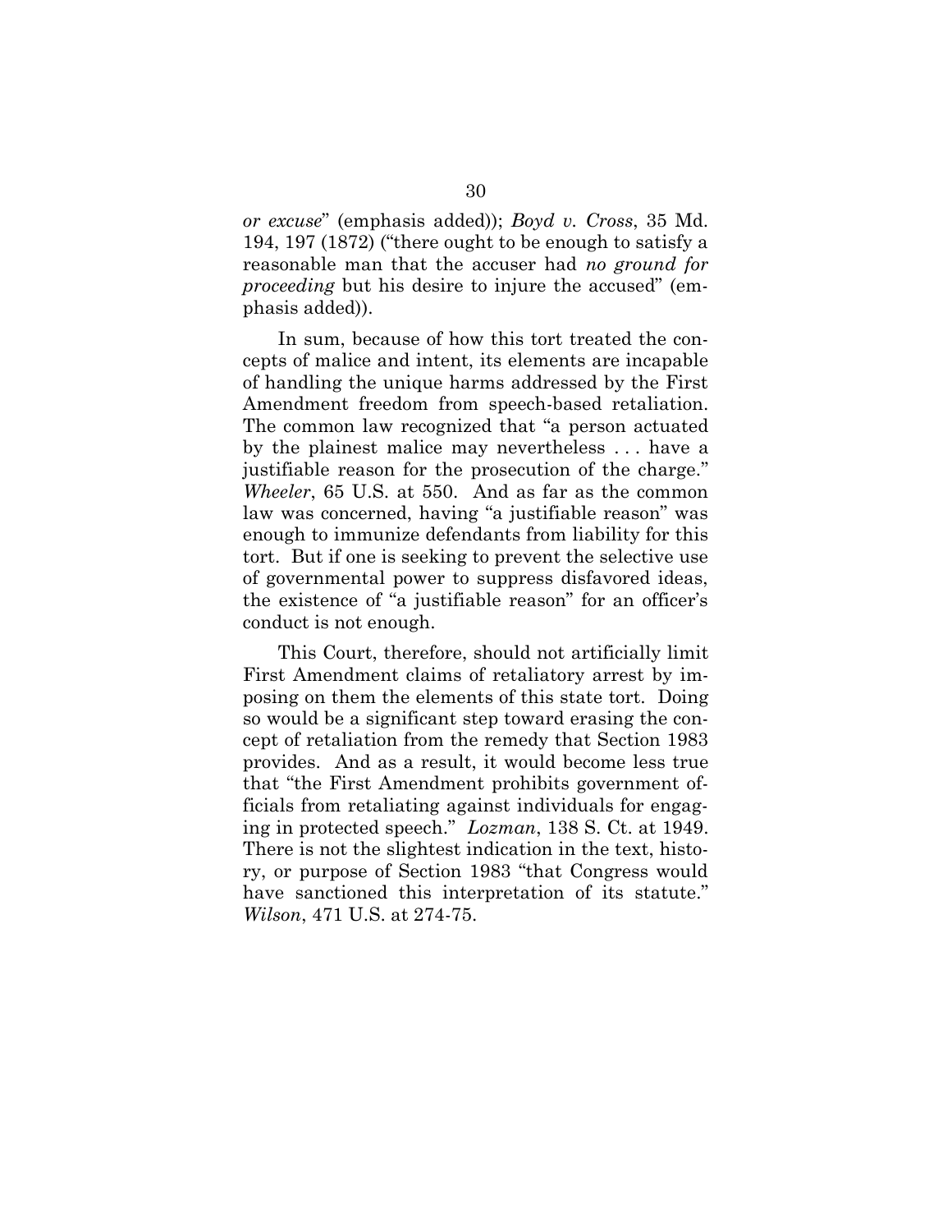*or excuse*" (emphasis added)); *Boyd v. Cross*, 35 Md. 194, 197 (1872) ("there ought to be enough to satisfy a reasonable man that the accuser had *no ground for proceeding* but his desire to injure the accused" (emphasis added)).

In sum, because of how this tort treated the concepts of malice and intent, its elements are incapable of handling the unique harms addressed by the First Amendment freedom from speech-based retaliation. The common law recognized that "a person actuated by the plainest malice may nevertheless . . . have a justifiable reason for the prosecution of the charge." *Wheeler*, 65 U.S. at 550. And as far as the common law was concerned, having "a justifiable reason" was enough to immunize defendants from liability for this tort. But if one is seeking to prevent the selective use of governmental power to suppress disfavored ideas, the existence of "a justifiable reason" for an officer's conduct is not enough.

This Court, therefore, should not artificially limit First Amendment claims of retaliatory arrest by imposing on them the elements of this state tort. Doing so would be a significant step toward erasing the concept of retaliation from the remedy that Section 1983 provides. And as a result, it would become less true that "the First Amendment prohibits government officials from retaliating against individuals for engaging in protected speech." *Lozman*, 138 S. Ct. at 1949. There is not the slightest indication in the text, history, or purpose of Section 1983 "that Congress would have sanctioned this interpretation of its statute." *Wilson*, 471 U.S. at 274-75.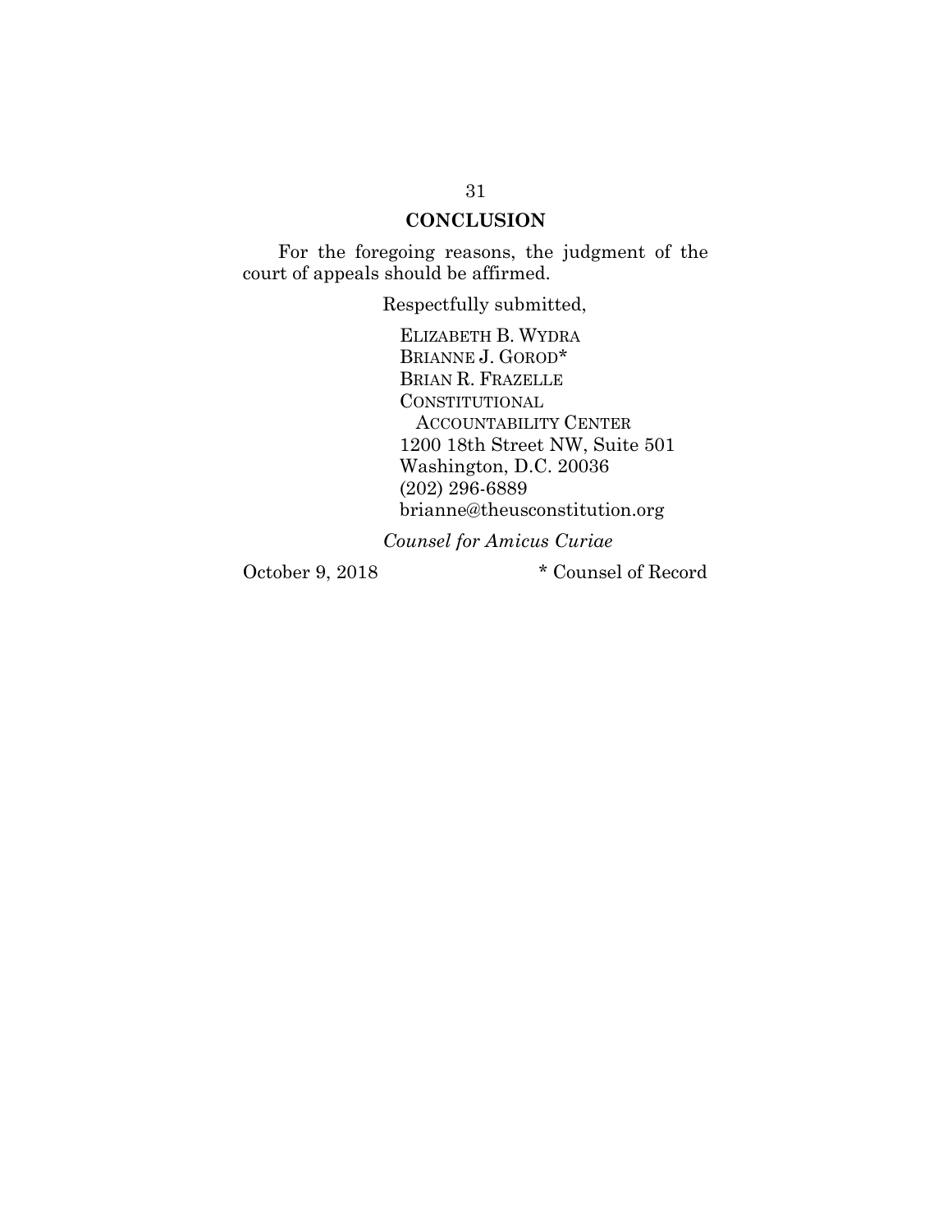## CONCLUSION

For the foregoing reasons, the judgment of the court of appeals should be affirmed.

Respectfully submitted,

ELIZABETH B. WYDRA
BRIANNE J. GOROD*
BRIAN R. FRAZELLE
CONSTITUTIONAL
ACCOUNTABILITY CENTER
1200 18th Street NW, Suite 501
Washington, D.C. 20036
(202) 296-6889
brianne@theusconstitution.org

*Counsel for Amicus Curiae*

October 9, 2018

* Counsel of Record